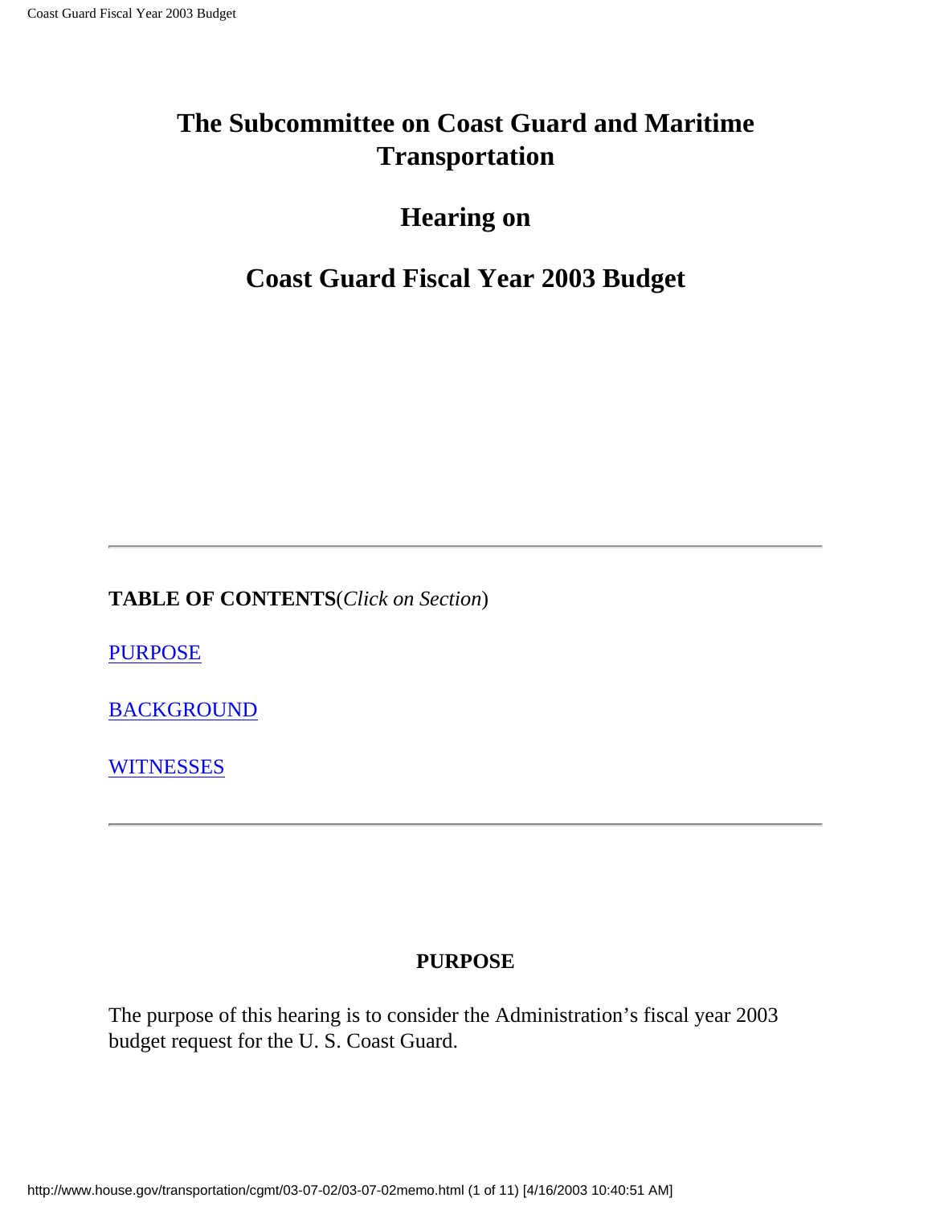# The Subcommittee on Coast Guard and Maritime Transportation

## Hearing on

## Coast Guard Fiscal Year 2003 Budget

---

**TABLE OF CONTENTS**(*Click on Section*)

PURPOSE

BACKGROUND

WITNESSES

---

**PURPOSE**

The purpose of this hearing is to consider the Administration's fiscal year 2003 budget request for the U. S. Coast Guard.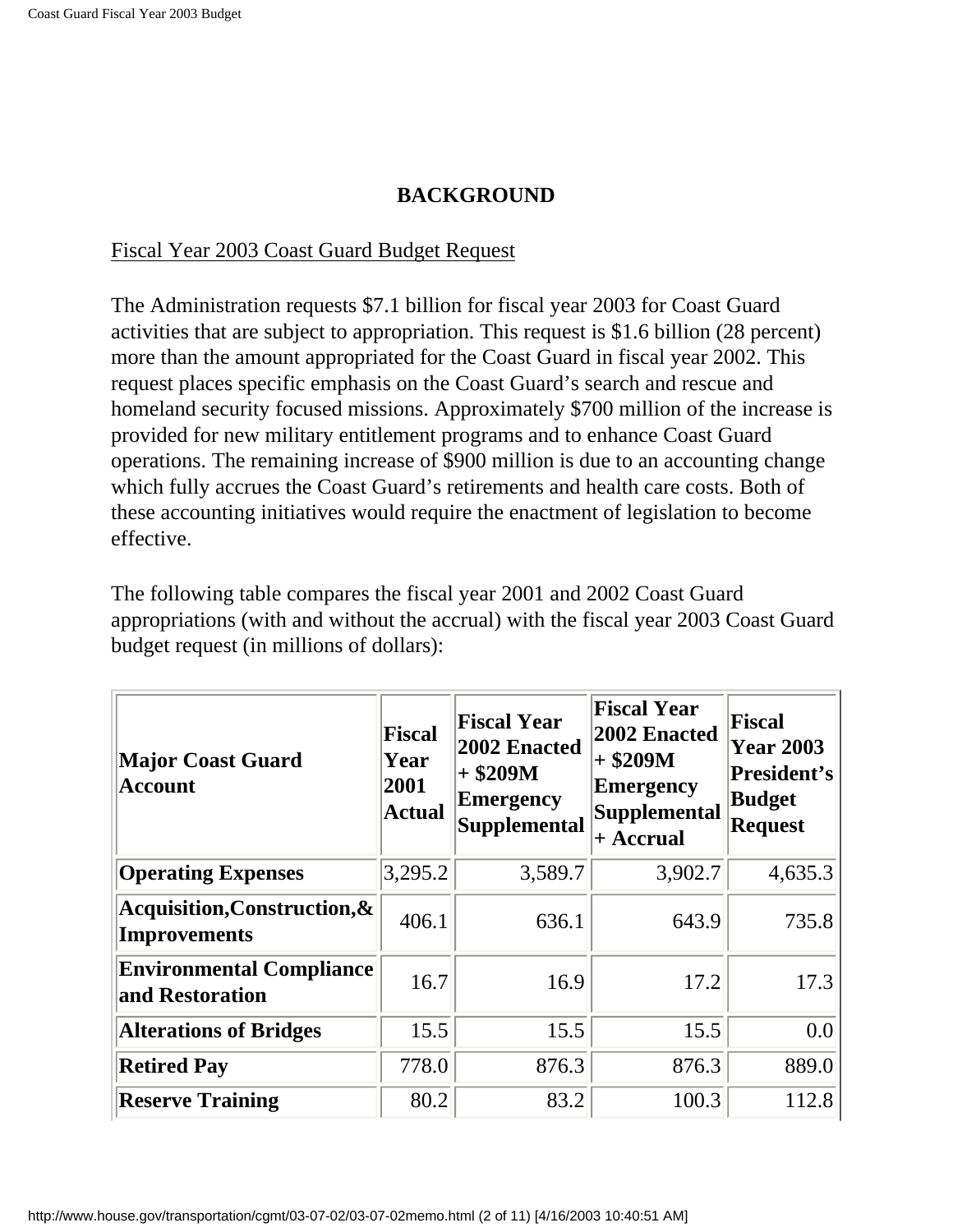## BACKGROUND

Fiscal Year 2003 Coast Guard Budget Request

The Administration requests $7.1 billion for fiscal year 2003 for Coast Guard activities that are subject to appropriation. This request is $1.6 billion (28 percent) more than the amount appropriated for the Coast Guard in fiscal year 2002. This request places specific emphasis on the Coast Guard's search and rescue and homeland security focused missions. Approximately $700 million of the increase is provided for new military entitlement programs and to enhance Coast Guard operations. The remaining increase of $900 million is due to an accounting change which fully accrues the Coast Guard's retirements and health care costs. Both of these accounting initiatives would require the enactment of legislation to become effective.

The following table compares the fiscal year 2001 and 2002 Coast Guard appropriations (with and without the accrual) with the fiscal year 2003 Coast Guard budget request (in millions of dollars):

| Major Coast Guard Account | Fiscal Year 2001 Actual | Fiscal Year 2002 Enacted + $209M Emergency Supplemental | Fiscal Year 2002 Enacted + $209M Emergency Supplemental + Accrual | Fiscal Year 2003 President's Budget Request |
|---|---|---|---|---|
| **Operating Expenses** | 3,295.2 | 3,589.7 | 3,902.7 | 4,635.3 |
| **Acquisition,Construction,& Improvements** | 406.1 | 636.1 | 643.9 | 735.8 |
| **Environmental Compliance and Restoration** | 16.7 | 16.9 | 17.2 | 17.3 |
| **Alterations of Bridges** | 15.5 | 15.5 | 15.5 | 0.0 |
| **Retired Pay** | 778.0 | 876.3 | 876.3 | 889.0 |
| **Reserve Training** | 80.2 | 83.2 | 100.3 | 112.8 |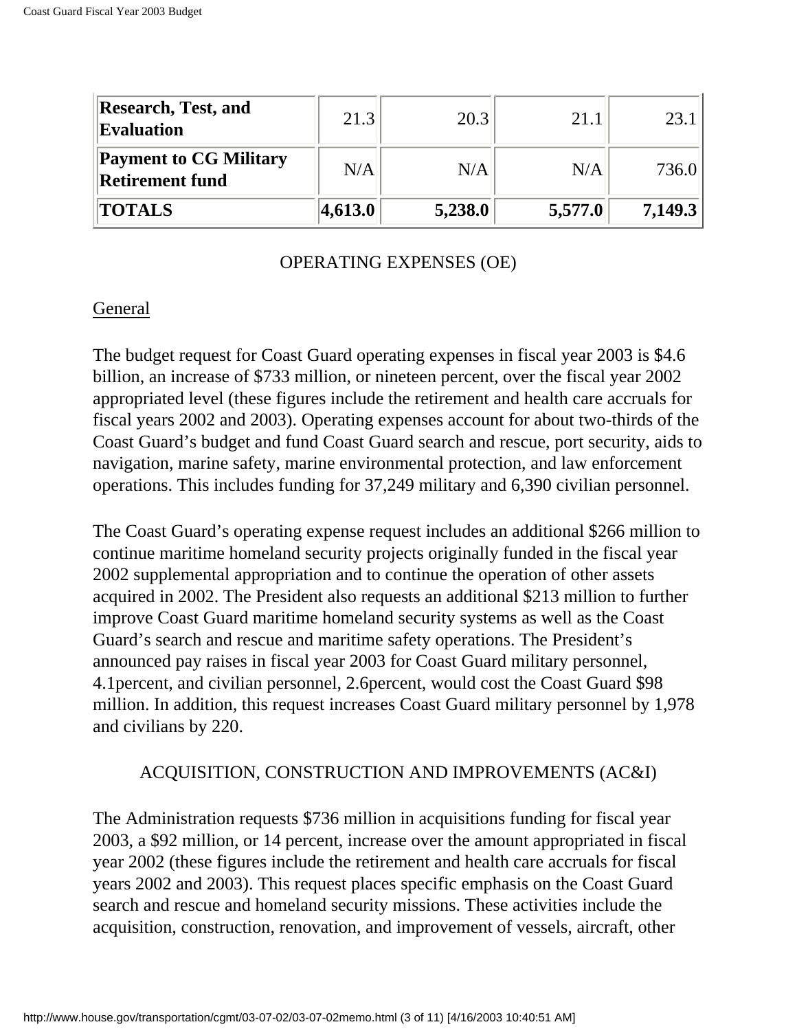| | | | | |
|---|---|---|---|---|
| **Research, Test, and Evaluation** | 21.3 | 20.3 | 21.1 | 23.1 |
| **Payment to CG Military Retirement fund** | N/A | N/A | N/A | 736.0 |
| **TOTALS** | **4,613.0** | **5,238.0** | **5,577.0** | **7,149.3** |

## OPERATING EXPENSES (OE)

General

The budget request for Coast Guard operating expenses in fiscal year 2003 is $4.6 billion, an increase of $733 million, or nineteen percent, over the fiscal year 2002 appropriated level (these figures include the retirement and health care accruals for fiscal years 2002 and 2003). Operating expenses account for about two-thirds of the Coast Guard's budget and fund Coast Guard search and rescue, port security, aids to navigation, marine safety, marine environmental protection, and law enforcement operations. This includes funding for 37,249 military and 6,390 civilian personnel.

The Coast Guard's operating expense request includes an additional $266 million to continue maritime homeland security projects originally funded in the fiscal year 2002 supplemental appropriation and to continue the operation of other assets acquired in 2002. The President also requests an additional $213 million to further improve Coast Guard maritime homeland security systems as well as the Coast Guard's search and rescue and maritime safety operations. The President's announced pay raises in fiscal year 2003 for Coast Guard military personnel, 4.1percent, and civilian personnel, 2.6percent, would cost the Coast Guard $98 million. In addition, this request increases Coast Guard military personnel by 1,978 and civilians by 220.

## ACQUISITION, CONSTRUCTION AND IMPROVEMENTS (AC&I)

The Administration requests $736 million in acquisitions funding for fiscal year 2003, a $92 million, or 14 percent, increase over the amount appropriated in fiscal year 2002 (these figures include the retirement and health care accruals for fiscal years 2002 and 2003). This request places specific emphasis on the Coast Guard search and rescue and homeland security missions. These activities include the acquisition, construction, renovation, and improvement of vessels, aircraft, other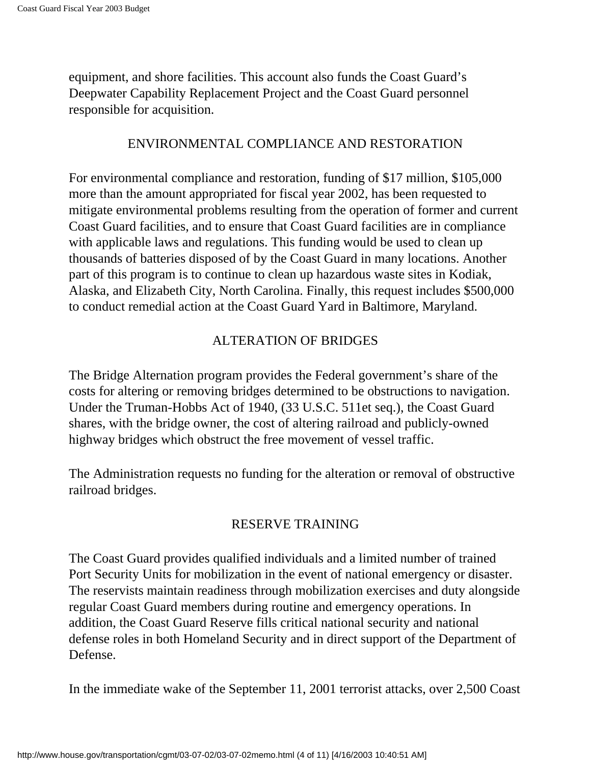equipment, and shore facilities. This account also funds the Coast Guard's Deepwater Capability Replacement Project and the Coast Guard personnel responsible for acquisition.

## ENVIRONMENTAL COMPLIANCE AND RESTORATION

For environmental compliance and restoration, funding of $17 million, $105,000 more than the amount appropriated for fiscal year 2002, has been requested to mitigate environmental problems resulting from the operation of former and current Coast Guard facilities, and to ensure that Coast Guard facilities are in compliance with applicable laws and regulations. This funding would be used to clean up thousands of batteries disposed of by the Coast Guard in many locations. Another part of this program is to continue to clean up hazardous waste sites in Kodiak, Alaska, and Elizabeth City, North Carolina. Finally, this request includes $500,000 to conduct remedial action at the Coast Guard Yard in Baltimore, Maryland.

## ALTERATION OF BRIDGES

The Bridge Alternation program provides the Federal government's share of the costs for altering or removing bridges determined to be obstructions to navigation. Under the Truman-Hobbs Act of 1940, (33 U.S.C. 511et seq.), the Coast Guard shares, with the bridge owner, the cost of altering railroad and publicly-owned highway bridges which obstruct the free movement of vessel traffic.

The Administration requests no funding for the alteration or removal of obstructive railroad bridges.

## RESERVE TRAINING

The Coast Guard provides qualified individuals and a limited number of trained Port Security Units for mobilization in the event of national emergency or disaster. The reservists maintain readiness through mobilization exercises and duty alongside regular Coast Guard members during routine and emergency operations. In addition, the Coast Guard Reserve fills critical national security and national defense roles in both Homeland Security and in direct support of the Department of Defense.

In the immediate wake of the September 11, 2001 terrorist attacks, over 2,500 Coast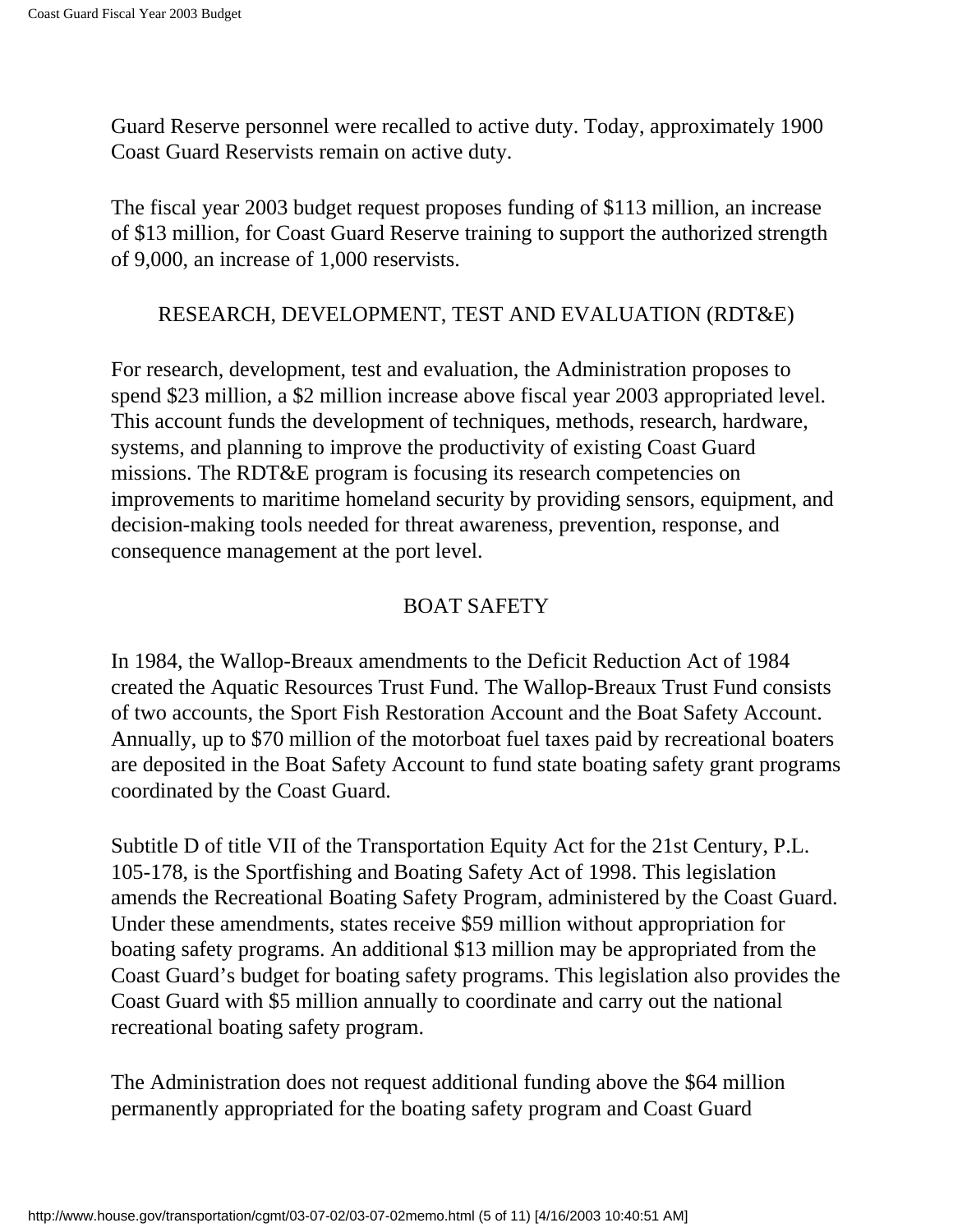Guard Reserve personnel were recalled to active duty. Today, approximately 1900 Coast Guard Reservists remain on active duty.

The fiscal year 2003 budget request proposes funding of $113 million, an increase of $13 million, for Coast Guard Reserve training to support the authorized strength of 9,000, an increase of 1,000 reservists.

## RESEARCH, DEVELOPMENT, TEST AND EVALUATION (RDT&E)

For research, development, test and evaluation, the Administration proposes to spend $23 million, a $2 million increase above fiscal year 2003 appropriated level. This account funds the development of techniques, methods, research, hardware, systems, and planning to improve the productivity of existing Coast Guard missions. The RDT&E program is focusing its research competencies on improvements to maritime homeland security by providing sensors, equipment, and decision-making tools needed for threat awareness, prevention, response, and consequence management at the port level.

## BOAT SAFETY

In 1984, the Wallop-Breaux amendments to the Deficit Reduction Act of 1984 created the Aquatic Resources Trust Fund. The Wallop-Breaux Trust Fund consists of two accounts, the Sport Fish Restoration Account and the Boat Safety Account. Annually, up to $70 million of the motorboat fuel taxes paid by recreational boaters are deposited in the Boat Safety Account to fund state boating safety grant programs coordinated by the Coast Guard.

Subtitle D of title VII of the Transportation Equity Act for the 21st Century, P.L. 105-178, is the Sportfishing and Boating Safety Act of 1998. This legislation amends the Recreational Boating Safety Program, administered by the Coast Guard. Under these amendments, states receive $59 million without appropriation for boating safety programs. An additional $13 million may be appropriated from the Coast Guard's budget for boating safety programs. This legislation also provides the Coast Guard with $5 million annually to coordinate and carry out the national recreational boating safety program.

The Administration does not request additional funding above the $64 million permanently appropriated for the boating safety program and Coast Guard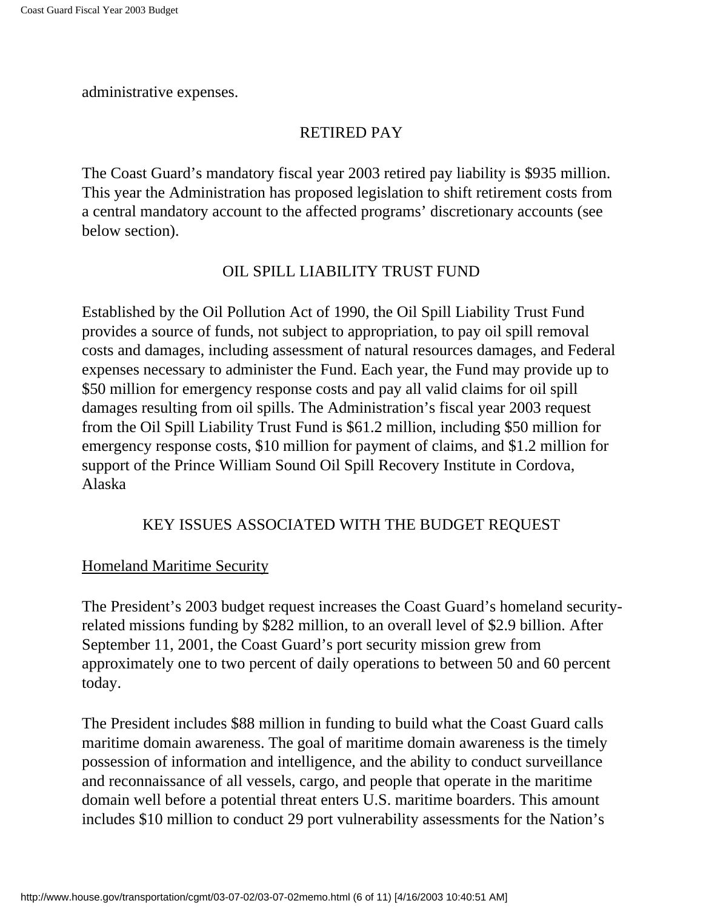administrative expenses.

## RETIRED PAY

The Coast Guard's mandatory fiscal year 2003 retired pay liability is $935 million. This year the Administration has proposed legislation to shift retirement costs from a central mandatory account to the affected programs' discretionary accounts (see below section).

## OIL SPILL LIABILITY TRUST FUND

Established by the Oil Pollution Act of 1990, the Oil Spill Liability Trust Fund provides a source of funds, not subject to appropriation, to pay oil spill removal costs and damages, including assessment of natural resources damages, and Federal expenses necessary to administer the Fund. Each year, the Fund may provide up to $50 million for emergency response costs and pay all valid claims for oil spill damages resulting from oil spills. The Administration's fiscal year 2003 request from the Oil Spill Liability Trust Fund is $61.2 million, including $50 million for emergency response costs, $10 million for payment of claims, and $1.2 million for support of the Prince William Sound Oil Spill Recovery Institute in Cordova, Alaska

## KEY ISSUES ASSOCIATED WITH THE BUDGET REQUEST

### Homeland Maritime Security

The President's 2003 budget request increases the Coast Guard's homeland security-related missions funding by $282 million, to an overall level of $2.9 billion. After September 11, 2001, the Coast Guard's port security mission grew from approximately one to two percent of daily operations to between 50 and 60 percent today.

The President includes $88 million in funding to build what the Coast Guard calls maritime domain awareness. The goal of maritime domain awareness is the timely possession of information and intelligence, and the ability to conduct surveillance and reconnaissance of all vessels, cargo, and people that operate in the maritime domain well before a potential threat enters U.S. maritime boarders. This amount includes $10 million to conduct 29 port vulnerability assessments for the Nation's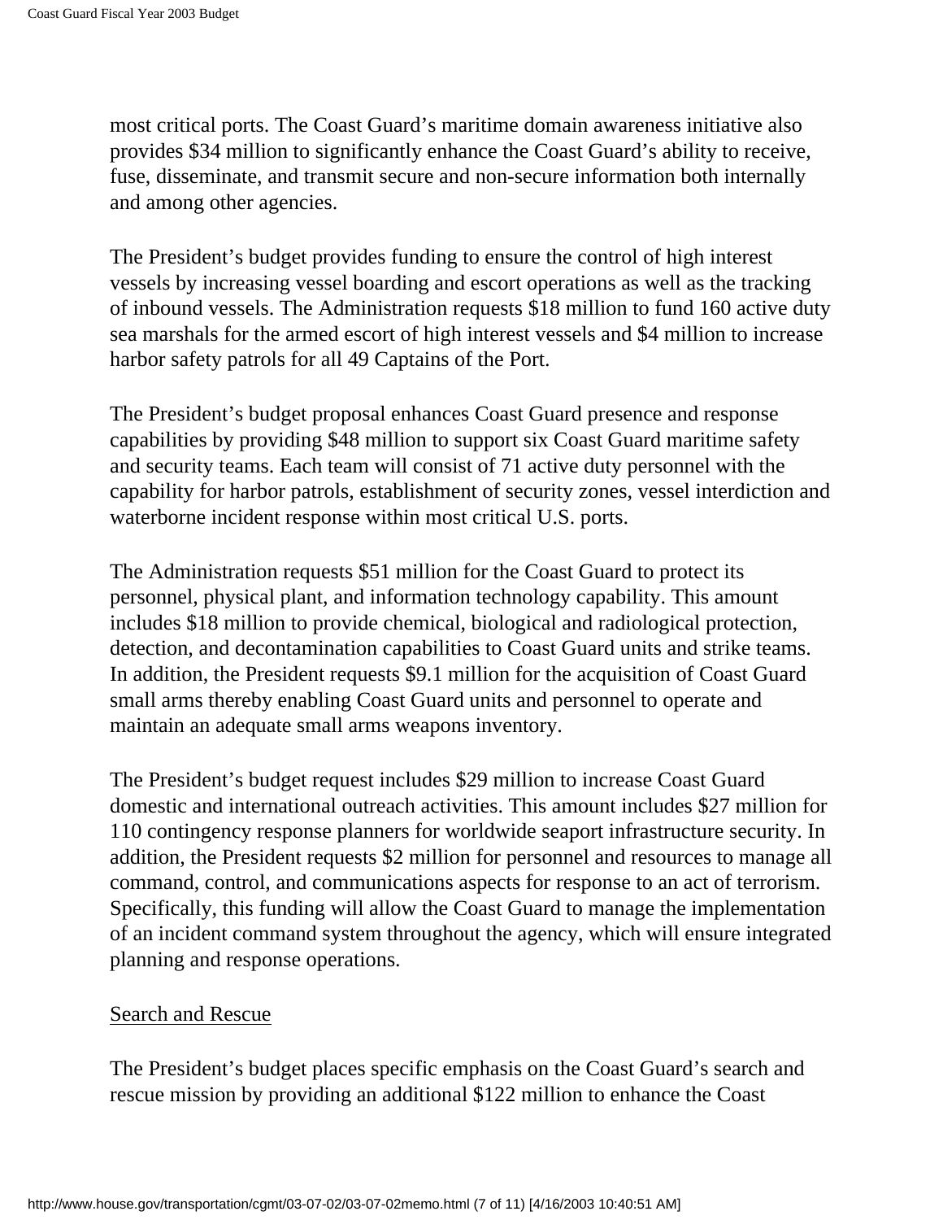most critical ports. The Coast Guard's maritime domain awareness initiative also provides $34 million to significantly enhance the Coast Guard's ability to receive, fuse, disseminate, and transmit secure and non-secure information both internally and among other agencies.

The President's budget provides funding to ensure the control of high interest vessels by increasing vessel boarding and escort operations as well as the tracking of inbound vessels. The Administration requests $18 million to fund 160 active duty sea marshals for the armed escort of high interest vessels and $4 million to increase harbor safety patrols for all 49 Captains of the Port.

The President's budget proposal enhances Coast Guard presence and response capabilities by providing $48 million to support six Coast Guard maritime safety and security teams. Each team will consist of 71 active duty personnel with the capability for harbor patrols, establishment of security zones, vessel interdiction and waterborne incident response within most critical U.S. ports.

The Administration requests $51 million for the Coast Guard to protect its personnel, physical plant, and information technology capability. This amount includes $18 million to provide chemical, biological and radiological protection, detection, and decontamination capabilities to Coast Guard units and strike teams. In addition, the President requests $9.1 million for the acquisition of Coast Guard small arms thereby enabling Coast Guard units and personnel to operate and maintain an adequate small arms weapons inventory.

The President's budget request includes $29 million to increase Coast Guard domestic and international outreach activities. This amount includes $27 million for 110 contingency response planners for worldwide seaport infrastructure security. In addition, the President requests $2 million for personnel and resources to manage all command, control, and communications aspects for response to an act of terrorism. Specifically, this funding will allow the Coast Guard to manage the implementation of an incident command system throughout the agency, which will ensure integrated planning and response operations.

Search and Rescue

The President's budget places specific emphasis on the Coast Guard's search and rescue mission by providing an additional $122 million to enhance the Coast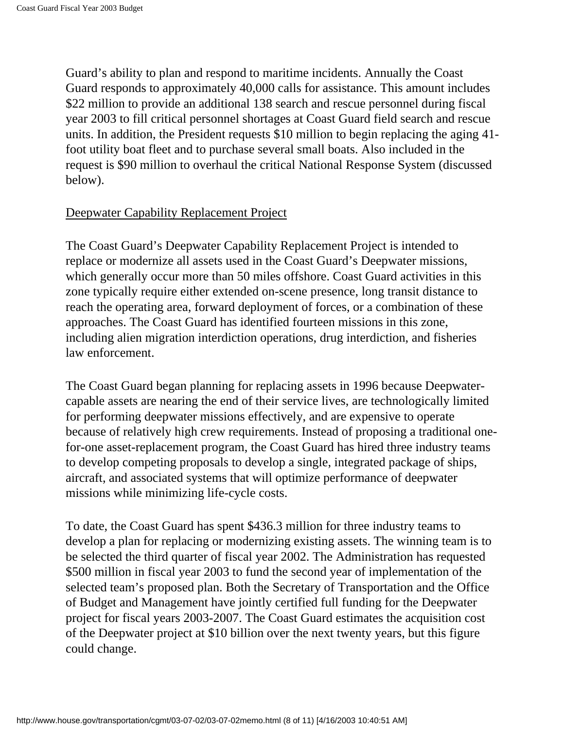Guard's ability to plan and respond to maritime incidents. Annually the Coast Guard responds to approximately 40,000 calls for assistance. This amount includes $22 million to provide an additional 138 search and rescue personnel during fiscal year 2003 to fill critical personnel shortages at Coast Guard field search and rescue units. In addition, the President requests $10 million to begin replacing the aging 41-foot utility boat fleet and to purchase several small boats. Also included in the request is $90 million to overhaul the critical National Response System (discussed below).

<u>Deepwater Capability Replacement Project</u>

The Coast Guard's Deepwater Capability Replacement Project is intended to replace or modernize all assets used in the Coast Guard's Deepwater missions, which generally occur more than 50 miles offshore. Coast Guard activities in this zone typically require either extended on-scene presence, long transit distance to reach the operating area, forward deployment of forces, or a combination of these approaches. The Coast Guard has identified fourteen missions in this zone, including alien migration interdiction operations, drug interdiction, and fisheries law enforcement.

The Coast Guard began planning for replacing assets in 1996 because Deepwater-capable assets are nearing the end of their service lives, are technologically limited for performing deepwater missions effectively, and are expensive to operate because of relatively high crew requirements. Instead of proposing a traditional one-for-one asset-replacement program, the Coast Guard has hired three industry teams to develop competing proposals to develop a single, integrated package of ships, aircraft, and associated systems that will optimize performance of deepwater missions while minimizing life-cycle costs.

To date, the Coast Guard has spent $436.3 million for three industry teams to develop a plan for replacing or modernizing existing assets. The winning team is to be selected the third quarter of fiscal year 2002. The Administration has requested $500 million in fiscal year 2003 to fund the second year of implementation of the selected team's proposed plan. Both the Secretary of Transportation and the Office of Budget and Management have jointly certified full funding for the Deepwater project for fiscal years 2003-2007. The Coast Guard estimates the acquisition cost of the Deepwater project at $10 billion over the next twenty years, but this figure could change.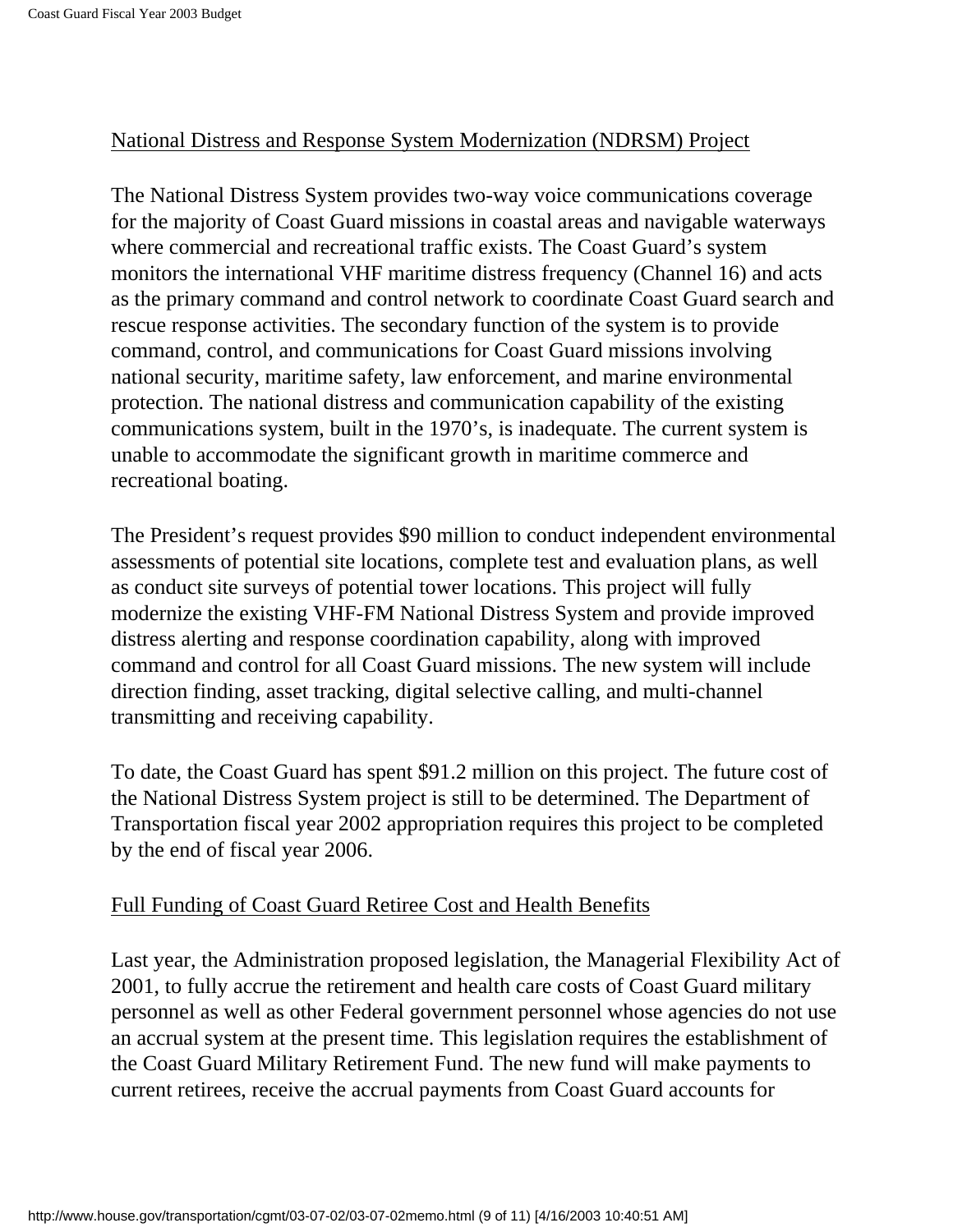## National Distress and Response System Modernization (NDRSM) Project

The National Distress System provides two-way voice communications coverage for the majority of Coast Guard missions in coastal areas and navigable waterways where commercial and recreational traffic exists. The Coast Guard's system monitors the international VHF maritime distress frequency (Channel 16) and acts as the primary command and control network to coordinate Coast Guard search and rescue response activities. The secondary function of the system is to provide command, control, and communications for Coast Guard missions involving national security, maritime safety, law enforcement, and marine environmental protection. The national distress and communication capability of the existing communications system, built in the 1970's, is inadequate. The current system is unable to accommodate the significant growth in maritime commerce and recreational boating.

The President's request provides $90 million to conduct independent environmental assessments of potential site locations, complete test and evaluation plans, as well as conduct site surveys of potential tower locations. This project will fully modernize the existing VHF-FM National Distress System and provide improved distress alerting and response coordination capability, along with improved command and control for all Coast Guard missions. The new system will include direction finding, asset tracking, digital selective calling, and multi-channel transmitting and receiving capability.

To date, the Coast Guard has spent $91.2 million on this project. The future cost of the National Distress System project is still to be determined. The Department of Transportation fiscal year 2002 appropriation requires this project to be completed by the end of fiscal year 2006.

## Full Funding of Coast Guard Retiree Cost and Health Benefits

Last year, the Administration proposed legislation, the Managerial Flexibility Act of 2001, to fully accrue the retirement and health care costs of Coast Guard military personnel as well as other Federal government personnel whose agencies do not use an accrual system at the present time. This legislation requires the establishment of the Coast Guard Military Retirement Fund. The new fund will make payments to current retirees, receive the accrual payments from Coast Guard accounts for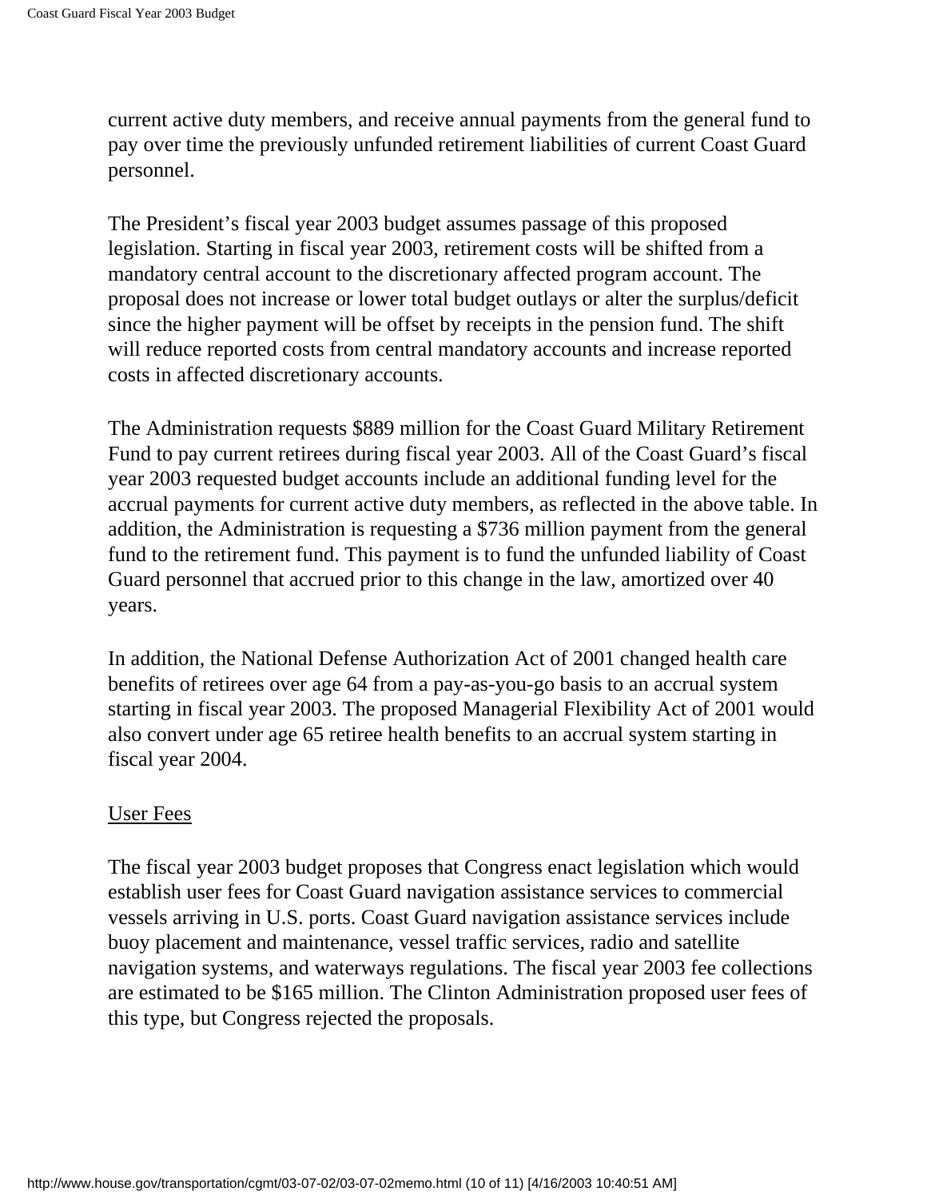current active duty members, and receive annual payments from the general fund to pay over time the previously unfunded retirement liabilities of current Coast Guard personnel.

The President's fiscal year 2003 budget assumes passage of this proposed legislation. Starting in fiscal year 2003, retirement costs will be shifted from a mandatory central account to the discretionary affected program account. The proposal does not increase or lower total budget outlays or alter the surplus/deficit since the higher payment will be offset by receipts in the pension fund. The shift will reduce reported costs from central mandatory accounts and increase reported costs in affected discretionary accounts.

The Administration requests $889 million for the Coast Guard Military Retirement Fund to pay current retirees during fiscal year 2003. All of the Coast Guard's fiscal year 2003 requested budget accounts include an additional funding level for the accrual payments for current active duty members, as reflected in the above table. In addition, the Administration is requesting a $736 million payment from the general fund to the retirement fund. This payment is to fund the unfunded liability of Coast Guard personnel that accrued prior to this change in the law, amortized over 40 years.

In addition, the National Defense Authorization Act of 2001 changed health care benefits of retirees over age 64 from a pay-as-you-go basis to an accrual system starting in fiscal year 2003. The proposed Managerial Flexibility Act of 2001 would also convert under age 65 retiree health benefits to an accrual system starting in fiscal year 2004.

<u>User Fees</u>

The fiscal year 2003 budget proposes that Congress enact legislation which would establish user fees for Coast Guard navigation assistance services to commercial vessels arriving in U.S. ports. Coast Guard navigation assistance services include buoy placement and maintenance, vessel traffic services, radio and satellite navigation systems, and waterways regulations. The fiscal year 2003 fee collections are estimated to be $165 million. The Clinton Administration proposed user fees of this type, but Congress rejected the proposals.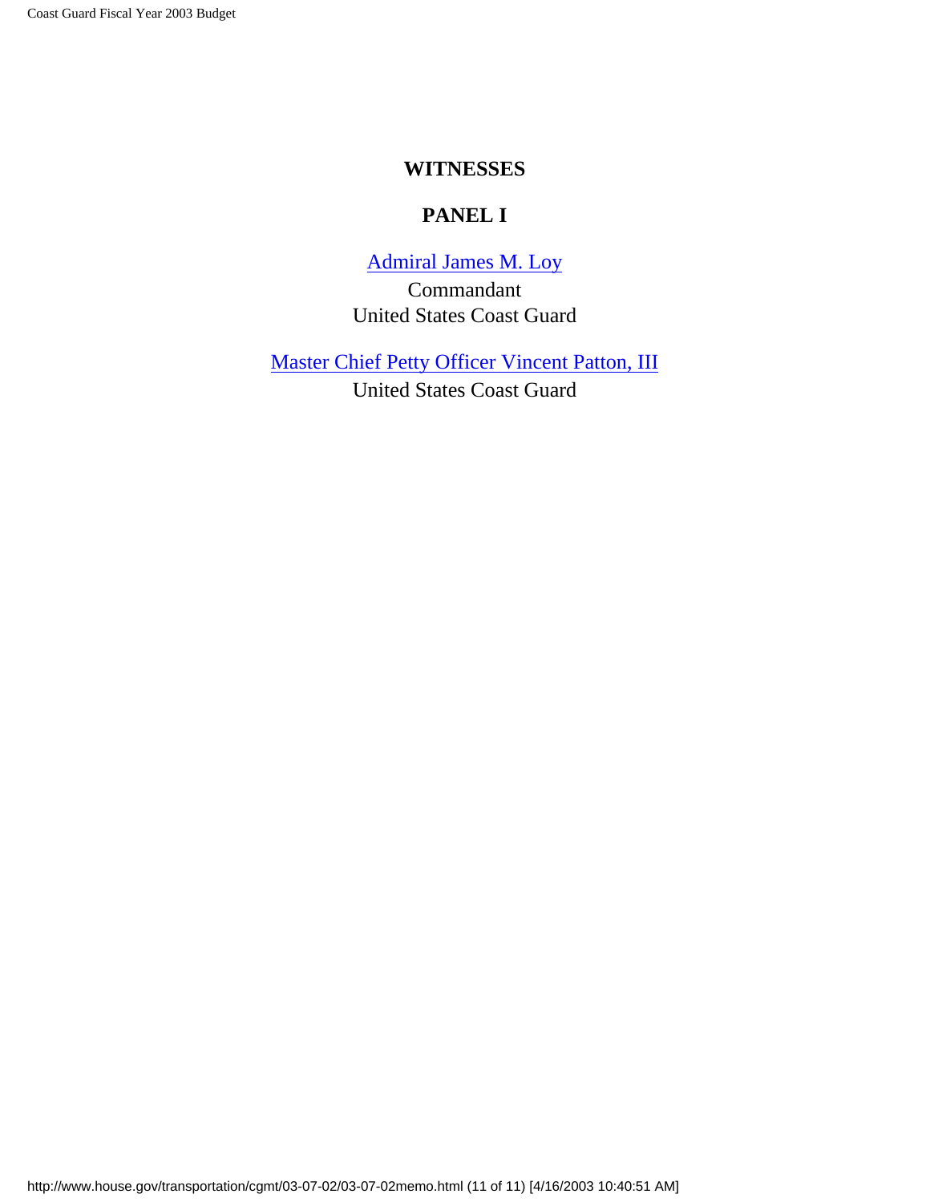## WITNESSES

## PANEL I

[Admiral James M. Loy]

Commandant
United States Coast Guard

[Master Chief Petty Officer Vincent Patton, III]

United States Coast Guard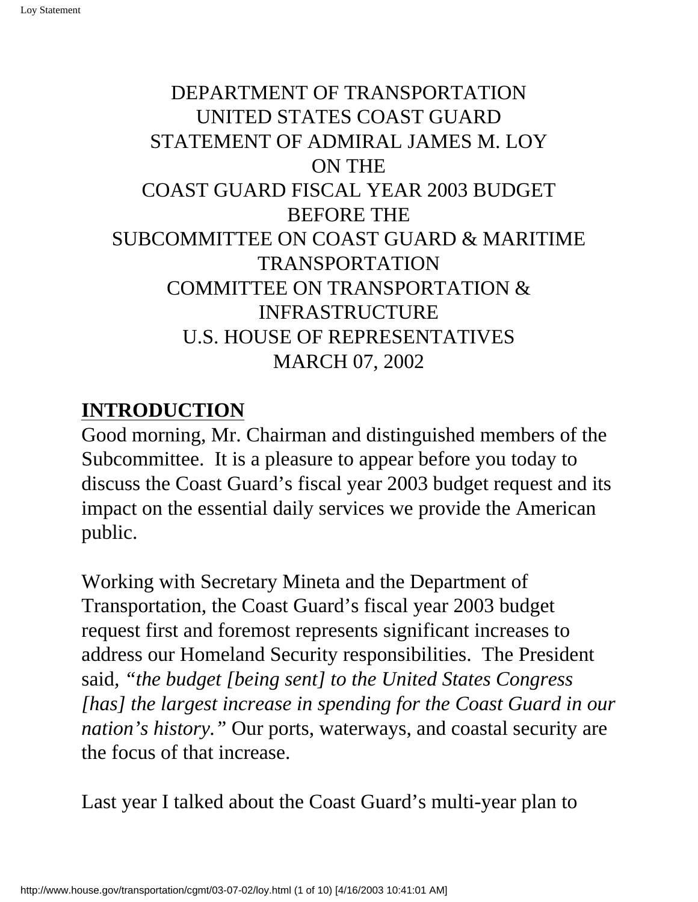DEPARTMENT OF TRANSPORTATION
UNITED STATES COAST GUARD
STATEMENT OF ADMIRAL JAMES M. LOY
ON THE
COAST GUARD FISCAL YEAR 2003 BUDGET
BEFORE THE
SUBCOMMITTEE ON COAST GUARD & MARITIME TRANSPORTATION
COMMITTEE ON TRANSPORTATION & INFRASTRUCTURE
U.S. HOUSE OF REPRESENTATIVES
MARCH 07, 2002

## INTRODUCTION

Good morning, Mr. Chairman and distinguished members of the Subcommittee. It is a pleasure to appear before you today to discuss the Coast Guard's fiscal year 2003 budget request and its impact on the essential daily services we provide the American public.

Working with Secretary Mineta and the Department of Transportation, the Coast Guard's fiscal year 2003 budget request first and foremost represents significant increases to address our Homeland Security responsibilities. The President said, *"the budget [being sent] to the United States Congress [has] the largest increase in spending for the Coast Guard in our nation's history."* Our ports, waterways, and coastal security are the focus of that increase.

Last year I talked about the Coast Guard's multi-year plan to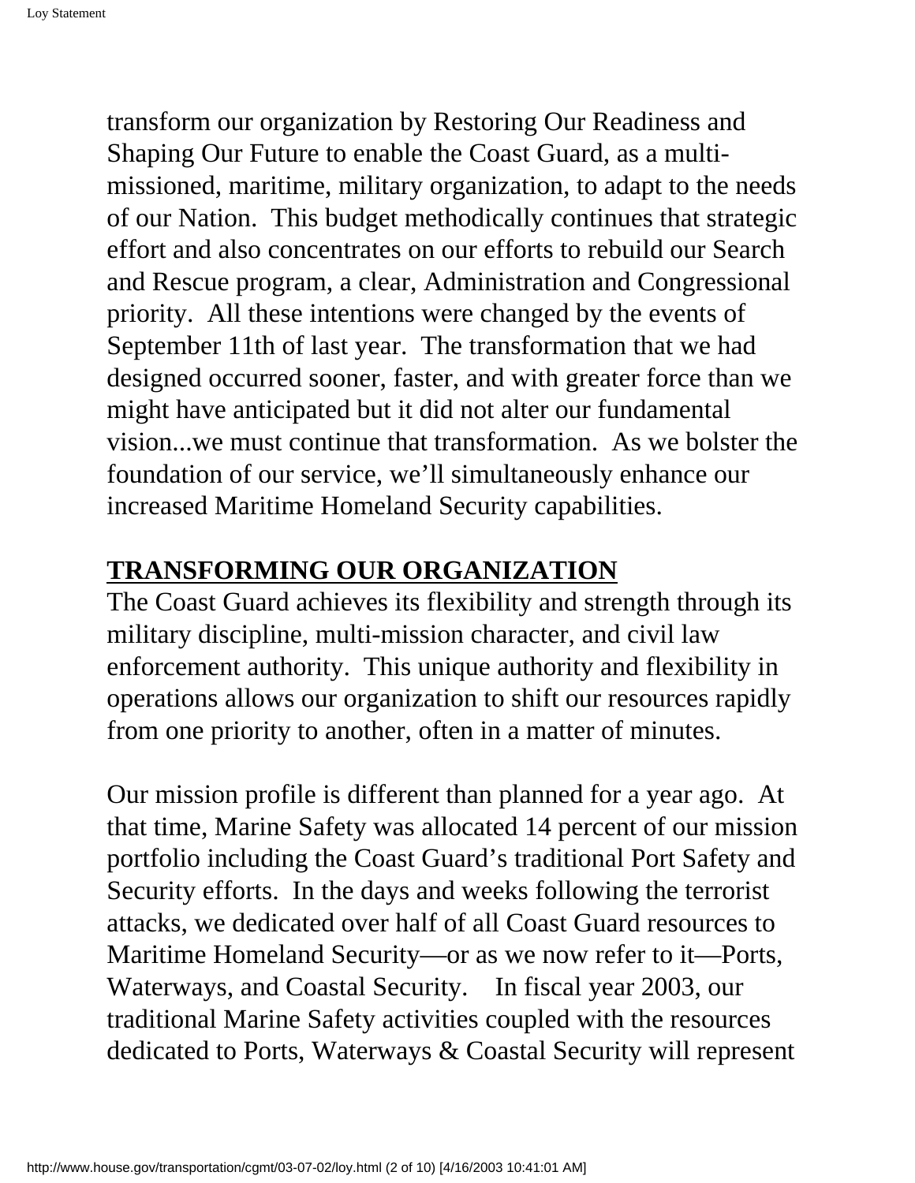transform our organization by Restoring Our Readiness and Shaping Our Future to enable the Coast Guard, as a multi-missioned, maritime, military organization, to adapt to the needs of our Nation. This budget methodically continues that strategic effort and also concentrates on our efforts to rebuild our Search and Rescue program, a clear, Administration and Congressional priority. All these intentions were changed by the events of September 11th of last year. The transformation that we had designed occurred sooner, faster, and with greater force than we might have anticipated but it did not alter our fundamental vision...we must continue that transformation. As we bolster the foundation of our service, we'll simultaneously enhance our increased Maritime Homeland Security capabilities.

## TRANSFORMING OUR ORGANIZATION

The Coast Guard achieves its flexibility and strength through its military discipline, multi-mission character, and civil law enforcement authority. This unique authority and flexibility in operations allows our organization to shift our resources rapidly from one priority to another, often in a matter of minutes.

Our mission profile is different than planned for a year ago. At that time, Marine Safety was allocated 14 percent of our mission portfolio including the Coast Guard's traditional Port Safety and Security efforts. In the days and weeks following the terrorist attacks, we dedicated over half of all Coast Guard resources to Maritime Homeland Security—or as we now refer to it—Ports, Waterways, and Coastal Security. In fiscal year 2003, our traditional Marine Safety activities coupled with the resources dedicated to Ports, Waterways & Coastal Security will represent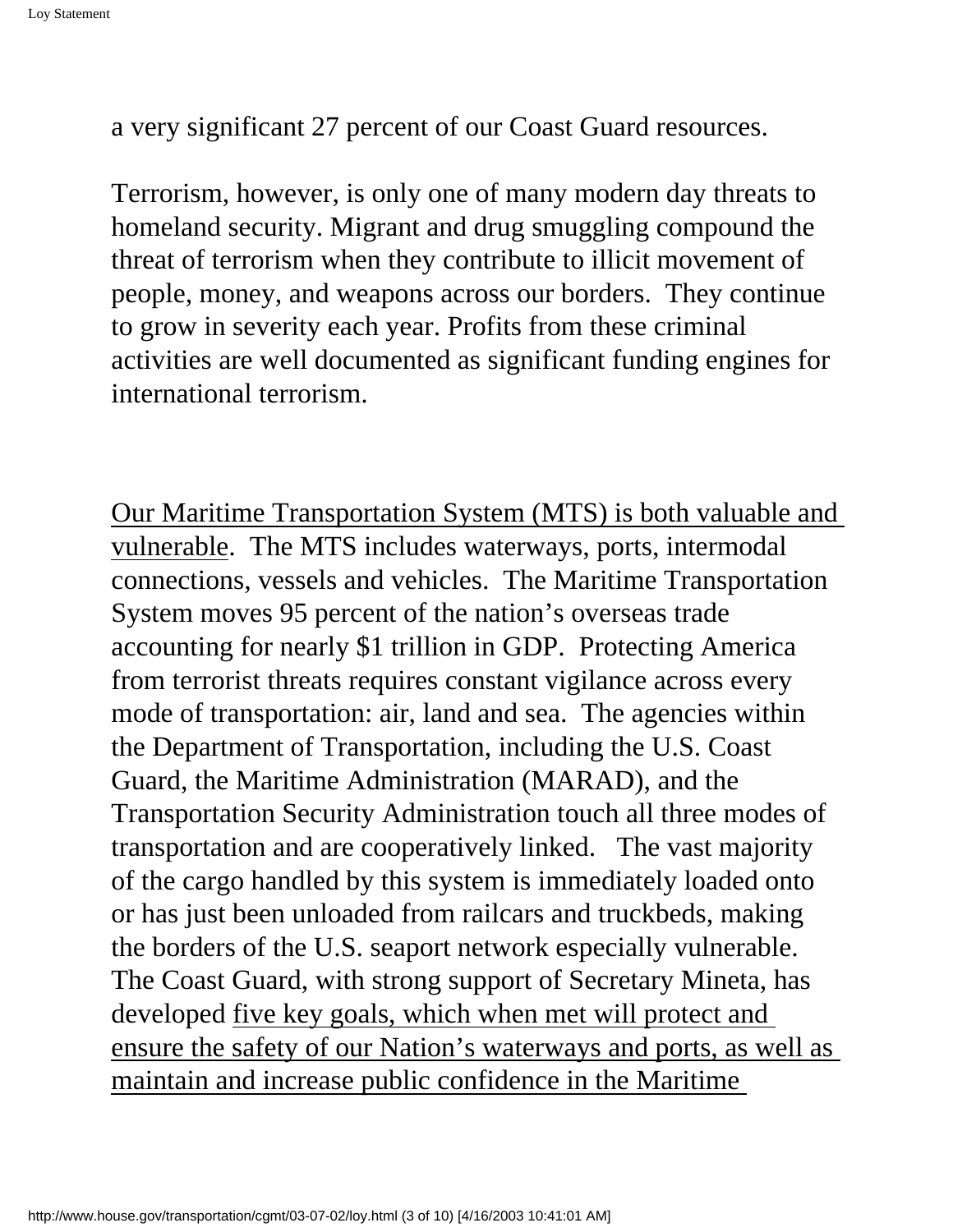a very significant 27 percent of our Coast Guard resources.

Terrorism, however, is only one of many modern day threats to homeland security. Migrant and drug smuggling compound the threat of terrorism when they contribute to illicit movement of people, money, and weapons across our borders. They continue to grow in severity each year. Profits from these criminal activities are well documented as significant funding engines for international terrorism.

<u>Our Maritime Transportation System (MTS) is both valuable and vulnerable</u>. The MTS includes waterways, ports, intermodal connections, vessels and vehicles. The Maritime Transportation System moves 95 percent of the nation's overseas trade accounting for nearly $1 trillion in GDP. Protecting America from terrorist threats requires constant vigilance across every mode of transportation: air, land and sea. The agencies within the Department of Transportation, including the U.S. Coast Guard, the Maritime Administration (MARAD), and the Transportation Security Administration touch all three modes of transportation and are cooperatively linked. The vast majority of the cargo handled by this system is immediately loaded onto or has just been unloaded from railcars and truckbeds, making the borders of the U.S. seaport network especially vulnerable. The Coast Guard, with strong support of Secretary Mineta, has developed <u>five key goals, which when met will protect and ensure the safety of our Nation's waterways and ports, as well as maintain and increase public confidence in the Maritime</u>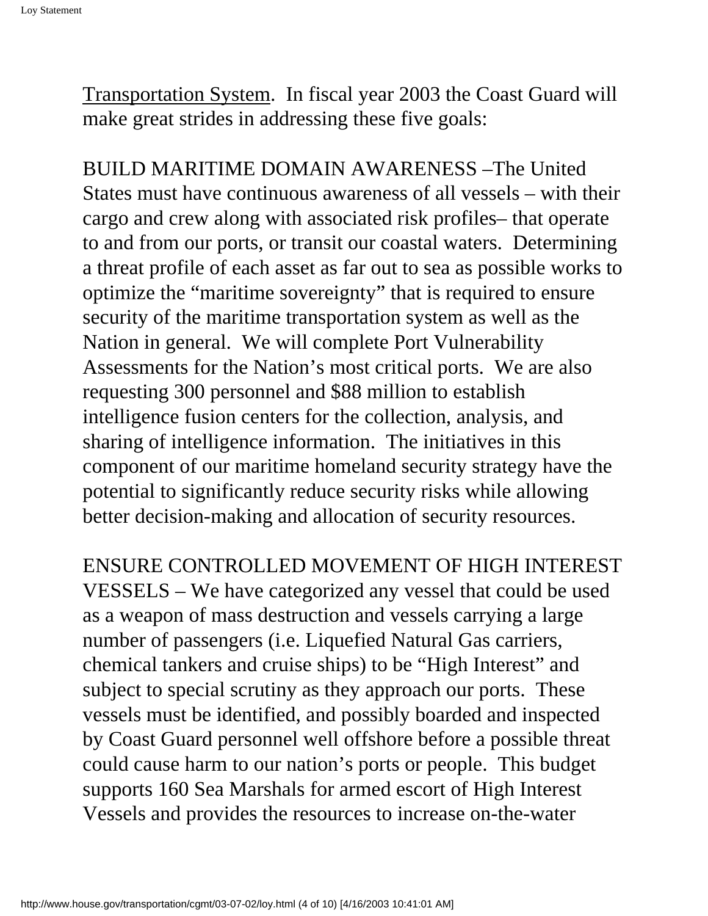Transportation System. In fiscal year 2003 the Coast Guard will make great strides in addressing these five goals:

BUILD MARITIME DOMAIN AWARENESS –The United States must have continuous awareness of all vessels – with their cargo and crew along with associated risk profiles– that operate to and from our ports, or transit our coastal waters. Determining a threat profile of each asset as far out to sea as possible works to optimize the "maritime sovereignty" that is required to ensure security of the maritime transportation system as well as the Nation in general. We will complete Port Vulnerability Assessments for the Nation's most critical ports. We are also requesting 300 personnel and $88 million to establish intelligence fusion centers for the collection, analysis, and sharing of intelligence information. The initiatives in this component of our maritime homeland security strategy have the potential to significantly reduce security risks while allowing better decision-making and allocation of security resources.

ENSURE CONTROLLED MOVEMENT OF HIGH INTEREST VESSELS – We have categorized any vessel that could be used as a weapon of mass destruction and vessels carrying a large number of passengers (i.e. Liquefied Natural Gas carriers, chemical tankers and cruise ships) to be "High Interest" and subject to special scrutiny as they approach our ports. These vessels must be identified, and possibly boarded and inspected by Coast Guard personnel well offshore before a possible threat could cause harm to our nation's ports or people. This budget supports 160 Sea Marshals for armed escort of High Interest Vessels and provides the resources to increase on-the-water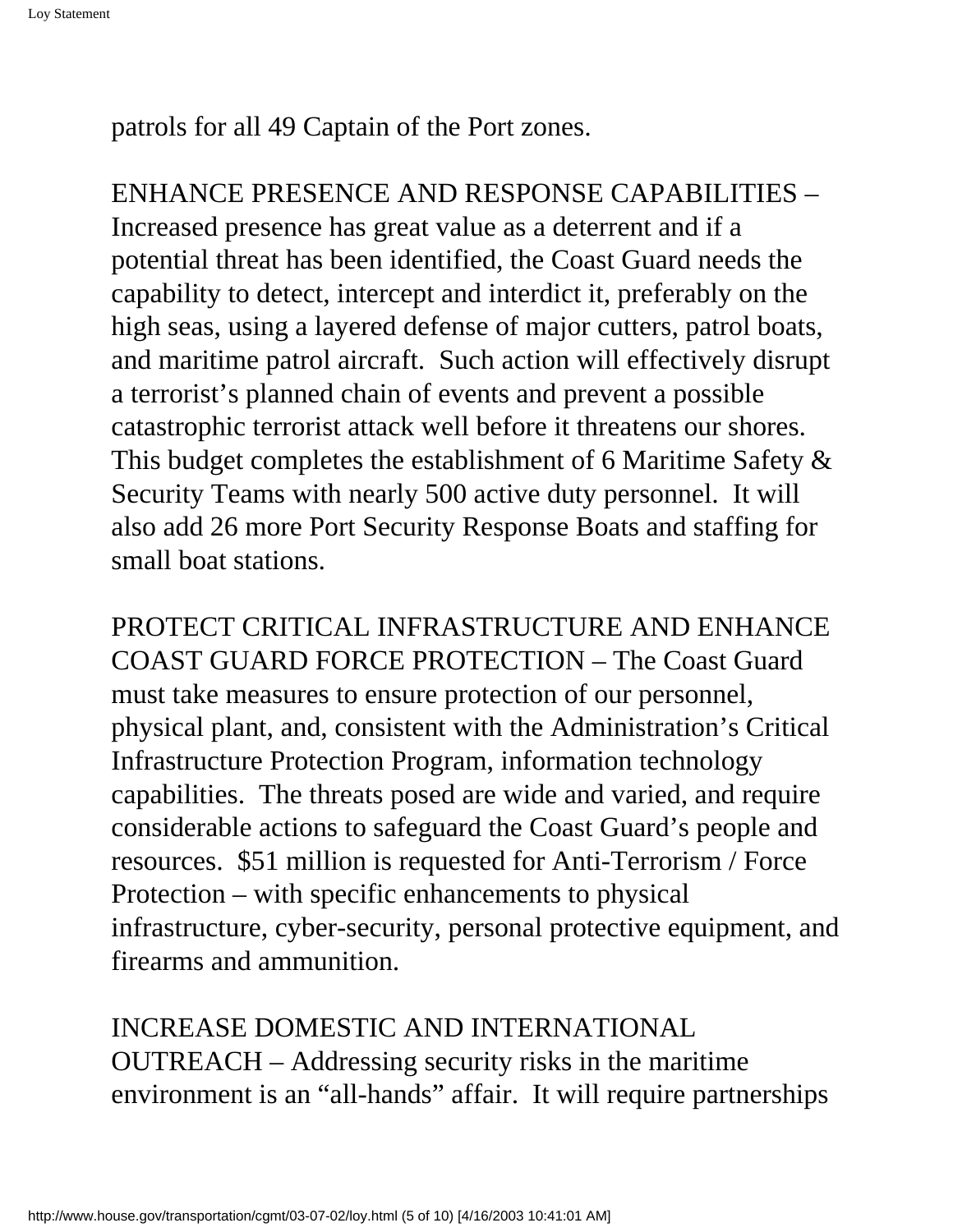patrols for all 49 Captain of the Port zones.

ENHANCE PRESENCE AND RESPONSE CAPABILITIES – Increased presence has great value as a deterrent and if a potential threat has been identified, the Coast Guard needs the capability to detect, intercept and interdict it, preferably on the high seas, using a layered defense of major cutters, patrol boats, and maritime patrol aircraft. Such action will effectively disrupt a terrorist's planned chain of events and prevent a possible catastrophic terrorist attack well before it threatens our shores. This budget completes the establishment of 6 Maritime Safety & Security Teams with nearly 500 active duty personnel. It will also add 26 more Port Security Response Boats and staffing for small boat stations.

PROTECT CRITICAL INFRASTRUCTURE AND ENHANCE COAST GUARD FORCE PROTECTION – The Coast Guard must take measures to ensure protection of our personnel, physical plant, and, consistent with the Administration's Critical Infrastructure Protection Program, information technology capabilities. The threats posed are wide and varied, and require considerable actions to safeguard the Coast Guard's people and resources. $51 million is requested for Anti-Terrorism / Force Protection – with specific enhancements to physical infrastructure, cyber-security, personal protective equipment, and firearms and ammunition.

INCREASE DOMESTIC AND INTERNATIONAL OUTREACH – Addressing security risks in the maritime environment is an "all-hands" affair. It will require partnerships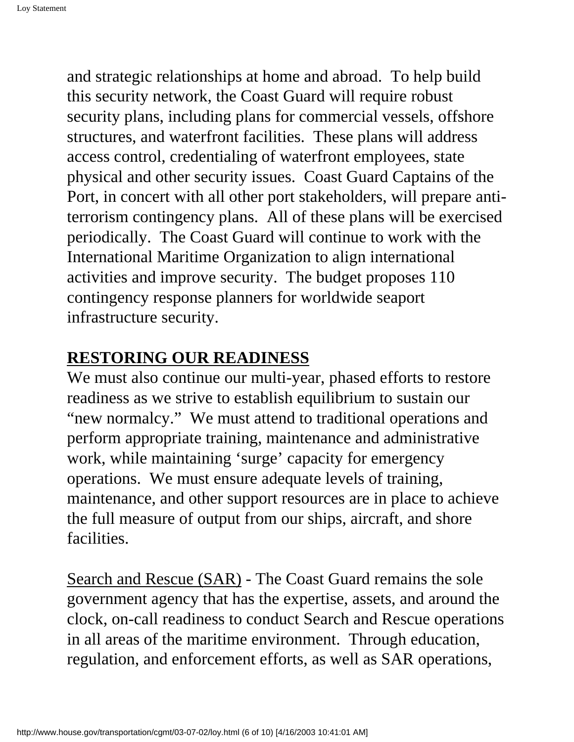and strategic relationships at home and abroad. To help build this security network, the Coast Guard will require robust security plans, including plans for commercial vessels, offshore structures, and waterfront facilities. These plans will address access control, credentialing of waterfront employees, state physical and other security issues. Coast Guard Captains of the Port, in concert with all other port stakeholders, will prepare anti-terrorism contingency plans. All of these plans will be exercised periodically. The Coast Guard will continue to work with the International Maritime Organization to align international activities and improve security. The budget proposes 110 contingency response planners for worldwide seaport infrastructure security.

## RESTORING OUR READINESS

We must also continue our multi-year, phased efforts to restore readiness as we strive to establish equilibrium to sustain our "new normalcy." We must attend to traditional operations and perform appropriate training, maintenance and administrative work, while maintaining 'surge' capacity for emergency operations. We must ensure adequate levels of training, maintenance, and other support resources are in place to achieve the full measure of output from our ships, aircraft, and shore facilities.

Search and Rescue (SAR) - The Coast Guard remains the sole government agency that has the expertise, assets, and around the clock, on-call readiness to conduct Search and Rescue operations in all areas of the maritime environment. Through education, regulation, and enforcement efforts, as well as SAR operations,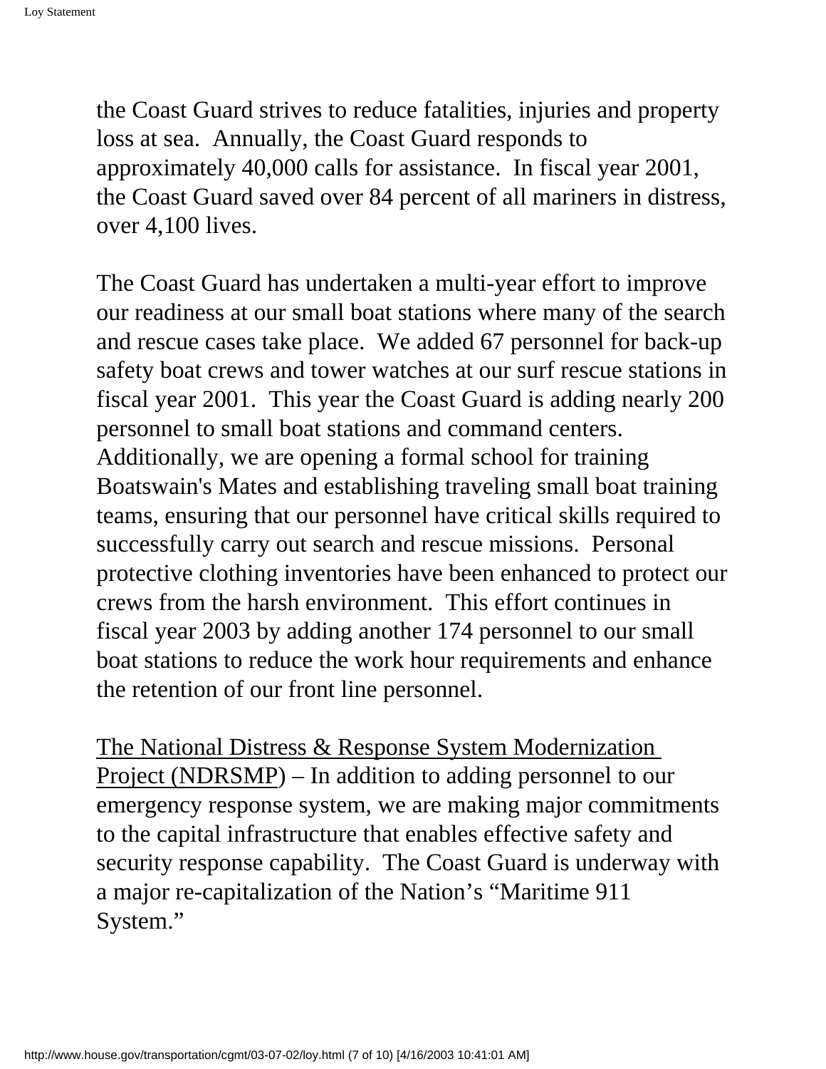the Coast Guard strives to reduce fatalities, injuries and property loss at sea. Annually, the Coast Guard responds to approximately 40,000 calls for assistance. In fiscal year 2001, the Coast Guard saved over 84 percent of all mariners in distress, over 4,100 lives.

The Coast Guard has undertaken a multi-year effort to improve our readiness at our small boat stations where many of the search and rescue cases take place. We added 67 personnel for back-up safety boat crews and tower watches at our surf rescue stations in fiscal year 2001. This year the Coast Guard is adding nearly 200 personnel to small boat stations and command centers. Additionally, we are opening a formal school for training Boatswain's Mates and establishing traveling small boat training teams, ensuring that our personnel have critical skills required to successfully carry out search and rescue missions. Personal protective clothing inventories have been enhanced to protect our crews from the harsh environment. This effort continues in fiscal year 2003 by adding another 174 personnel to our small boat stations to reduce the work hour requirements and enhance the retention of our front line personnel.

<u>The National Distress & Response System Modernization Project (NDRSMP)</u> – In addition to adding personnel to our emergency response system, we are making major commitments to the capital infrastructure that enables effective safety and security response capability. The Coast Guard is underway with a major re-capitalization of the Nation's "Maritime 911 System."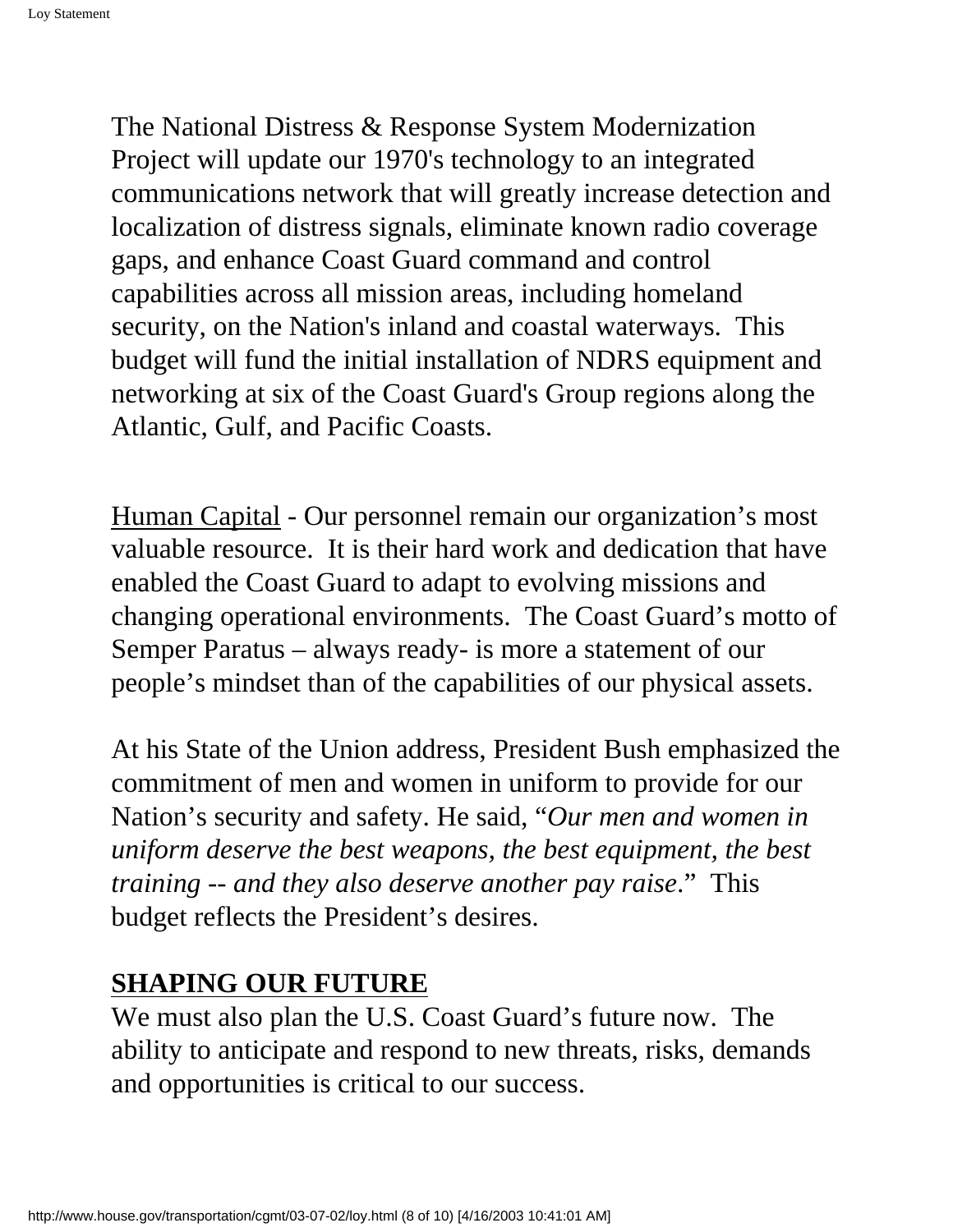The National Distress & Response System Modernization Project will update our 1970's technology to an integrated communications network that will greatly increase detection and localization of distress signals, eliminate known radio coverage gaps, and enhance Coast Guard command and control capabilities across all mission areas, including homeland security, on the Nation's inland and coastal waterways. This budget will fund the initial installation of NDRS equipment and networking at six of the Coast Guard's Group regions along the Atlantic, Gulf, and Pacific Coasts.

Human Capital - Our personnel remain our organization's most valuable resource. It is their hard work and dedication that have enabled the Coast Guard to adapt to evolving missions and changing operational environments. The Coast Guard's motto of Semper Paratus – always ready- is more a statement of our people's mindset than of the capabilities of our physical assets.

At his State of the Union address, President Bush emphasized the commitment of men and women in uniform to provide for our Nation's security and safety. He said, "*Our men and women in uniform deserve the best weapons, the best equipment, the best training -- and they also deserve another pay raise*." This budget reflects the President's desires.

## SHAPING OUR FUTURE

We must also plan the U.S. Coast Guard's future now. The ability to anticipate and respond to new threats, risks, demands and opportunities is critical to our success.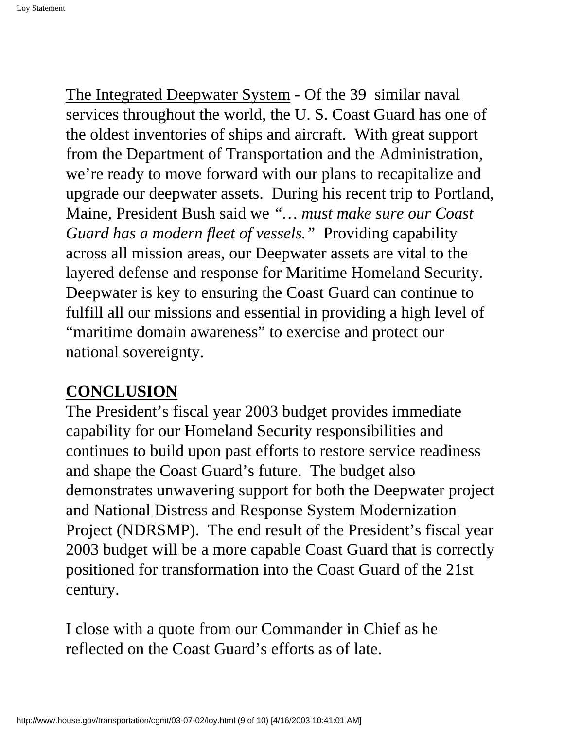The Integrated Deepwater System - Of the 39 similar naval services throughout the world, the U. S. Coast Guard has one of the oldest inventories of ships and aircraft. With great support from the Department of Transportation and the Administration, we're ready to move forward with our plans to recapitalize and upgrade our deepwater assets. During his recent trip to Portland, Maine, President Bush said we *"… must make sure our Coast Guard has a modern fleet of vessels."* Providing capability across all mission areas, our Deepwater assets are vital to the layered defense and response for Maritime Homeland Security. Deepwater is key to ensuring the Coast Guard can continue to fulfill all our missions and essential in providing a high level of "maritime domain awareness" to exercise and protect our national sovereignty.

## CONCLUSION

The President's fiscal year 2003 budget provides immediate capability for our Homeland Security responsibilities and continues to build upon past efforts to restore service readiness and shape the Coast Guard's future. The budget also demonstrates unwavering support for both the Deepwater project and National Distress and Response System Modernization Project (NDRSMP). The end result of the President's fiscal year 2003 budget will be a more capable Coast Guard that is correctly positioned for transformation into the Coast Guard of the 21st century.

I close with a quote from our Commander in Chief as he reflected on the Coast Guard's efforts as of late.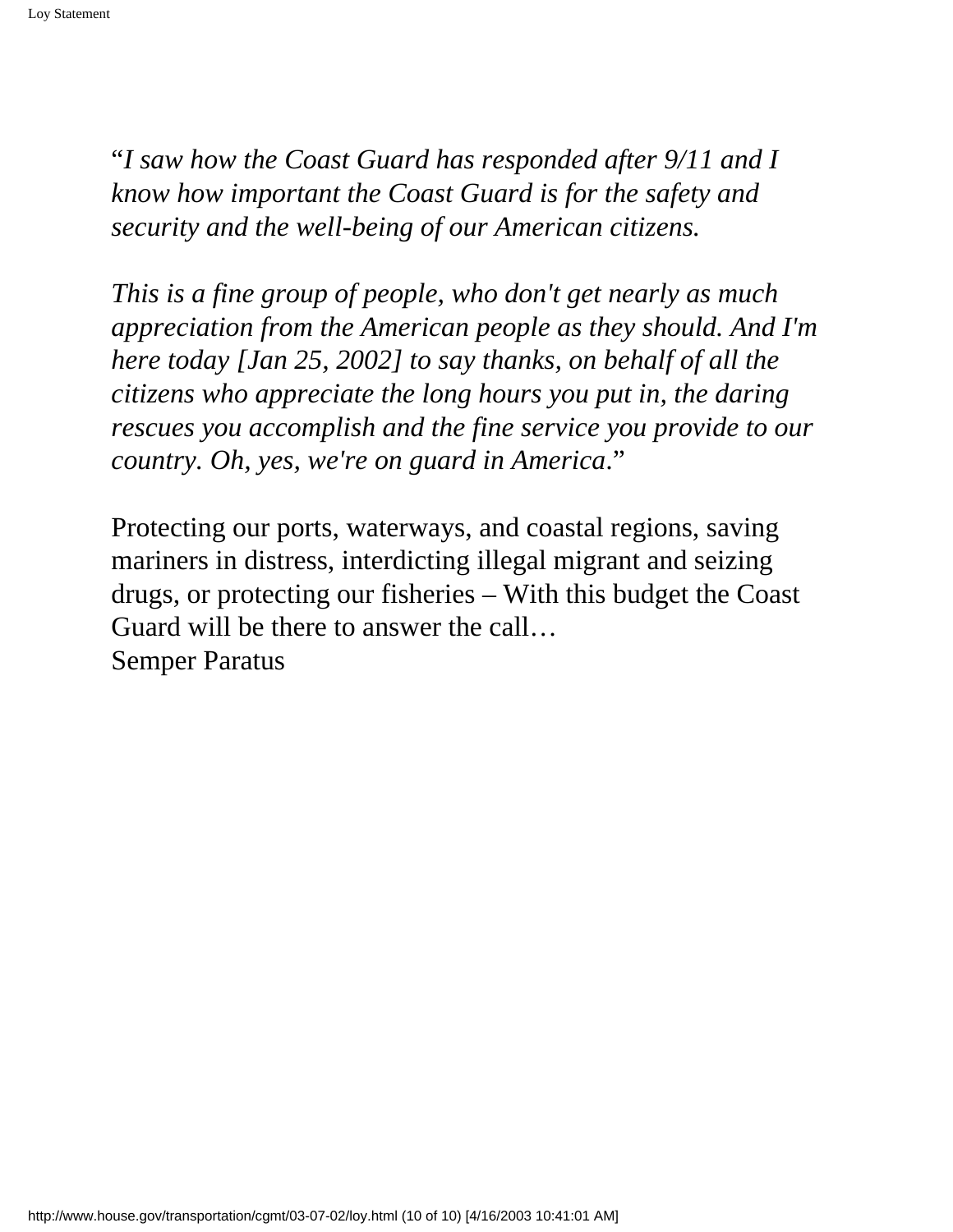"*I saw how the Coast Guard has responded after 9/11 and I know how important the Coast Guard is for the safety and security and the well-being of our American citizens.*

*This is a fine group of people, who don't get nearly as much appreciation from the American people as they should. And I'm here today [Jan 25, 2002] to say thanks, on behalf of all the citizens who appreciate the long hours you put in, the daring rescues you accomplish and the fine service you provide to our country. Oh, yes, we're on guard in America.*"

Protecting our ports, waterways, and coastal regions, saving mariners in distress, interdicting illegal migrant and seizing drugs, or protecting our fisheries – With this budget the Coast Guard will be there to answer the call…
Semper Paratus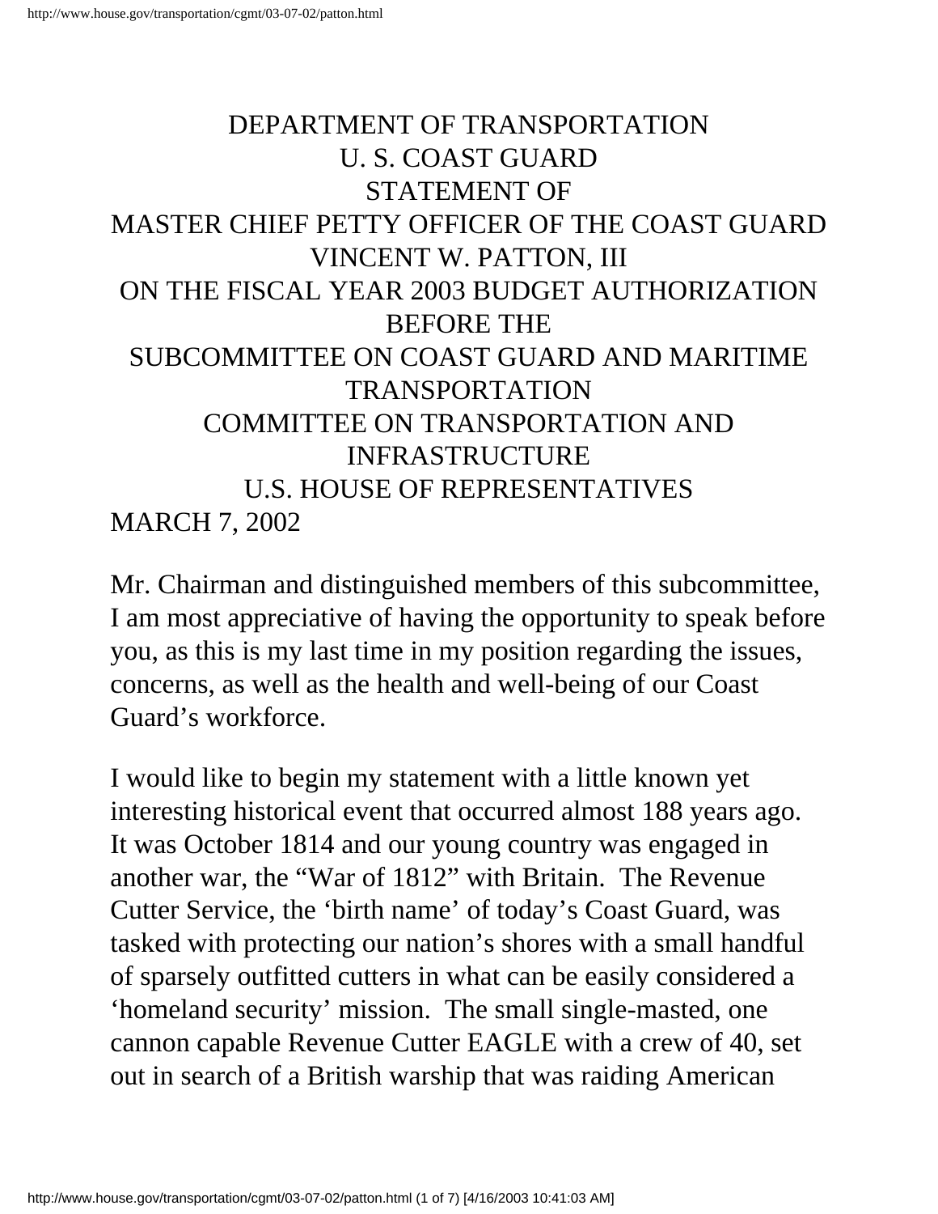# DEPARTMENT OF TRANSPORTATION
# U. S. COAST GUARD
# STATEMENT OF
# MASTER CHIEF PETTY OFFICER OF THE COAST GUARD
# VINCENT W. PATTON, III
# ON THE FISCAL YEAR 2003 BUDGET AUTHORIZATION
# BEFORE THE
# SUBCOMMITTEE ON COAST GUARD AND MARITIME TRANSPORTATION
# COMMITTEE ON TRANSPORTATION AND INFRASTRUCTURE
# U.S. HOUSE OF REPRESENTATIVES

MARCH 7, 2002

Mr. Chairman and distinguished members of this subcommittee, I am most appreciative of having the opportunity to speak before you, as this is my last time in my position regarding the issues, concerns, as well as the health and well-being of our Coast Guard's workforce.

I would like to begin my statement with a little known yet interesting historical event that occurred almost 188 years ago. It was October 1814 and our young country was engaged in another war, the "War of 1812" with Britain. The Revenue Cutter Service, the 'birth name' of today's Coast Guard, was tasked with protecting our nation's shores with a small handful of sparsely outfitted cutters in what can be easily considered a 'homeland security' mission. The small single-masted, one cannon capable Revenue Cutter EAGLE with a crew of 40, set out in search of a British warship that was raiding American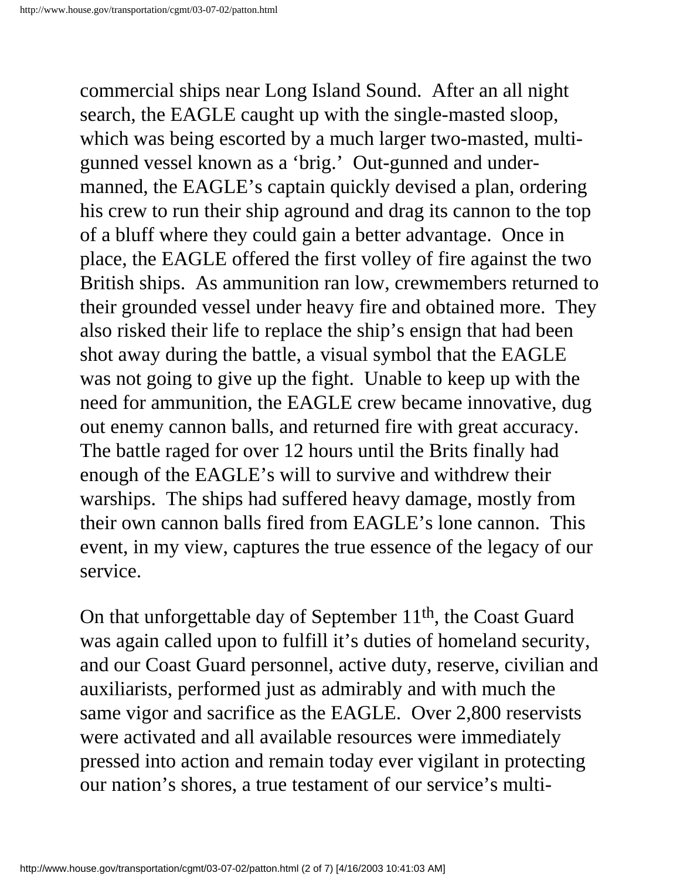commercial ships near Long Island Sound. After an all night search, the EAGLE caught up with the single-masted sloop, which was being escorted by a much larger two-masted, multi-gunned vessel known as a 'brig.' Out-gunned and under-manned, the EAGLE's captain quickly devised a plan, ordering his crew to run their ship aground and drag its cannon to the top of a bluff where they could gain a better advantage. Once in place, the EAGLE offered the first volley of fire against the two British ships. As ammunition ran low, crewmembers returned to their grounded vessel under heavy fire and obtained more. They also risked their life to replace the ship's ensign that had been shot away during the battle, a visual symbol that the EAGLE was not going to give up the fight. Unable to keep up with the need for ammunition, the EAGLE crew became innovative, dug out enemy cannon balls, and returned fire with great accuracy. The battle raged for over 12 hours until the Brits finally had enough of the EAGLE's will to survive and withdrew their warships. The ships had suffered heavy damage, mostly from their own cannon balls fired from EAGLE's lone cannon. This event, in my view, captures the true essence of the legacy of our service.

On that unforgettable day of September 11th, the Coast Guard was again called upon to fulfill it's duties of homeland security, and our Coast Guard personnel, active duty, reserve, civilian and auxiliarists, performed just as admirably and with much the same vigor and sacrifice as the EAGLE. Over 2,800 reservists were activated and all available resources were immediately pressed into action and remain today ever vigilant in protecting our nation's shores, a true testament of our service's multi-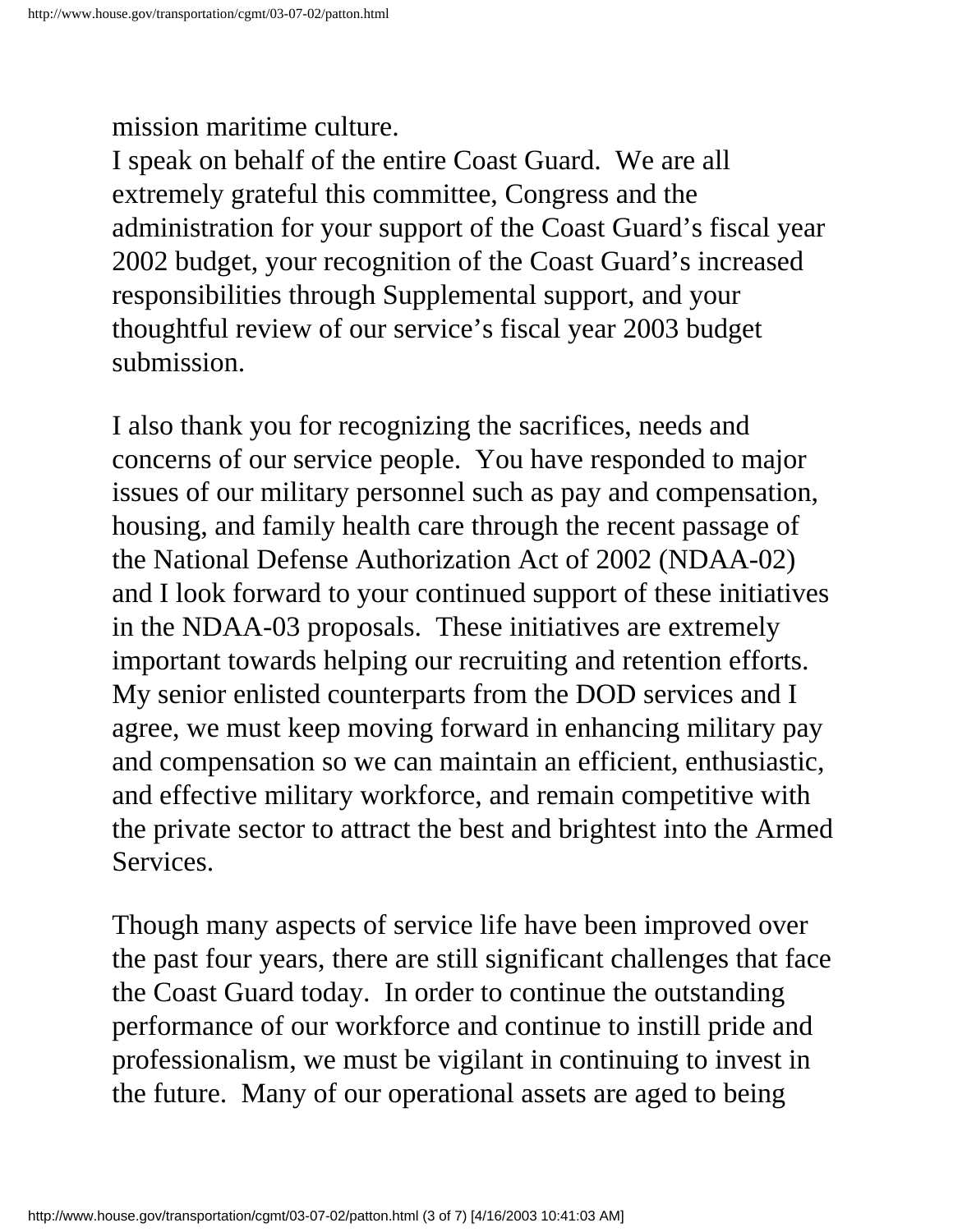mission maritime culture.

I speak on behalf of the entire Coast Guard. We are all extremely grateful this committee, Congress and the administration for your support of the Coast Guard's fiscal year 2002 budget, your recognition of the Coast Guard's increased responsibilities through Supplemental support, and your thoughtful review of our service's fiscal year 2003 budget submission.

I also thank you for recognizing the sacrifices, needs and concerns of our service people. You have responded to major issues of our military personnel such as pay and compensation, housing, and family health care through the recent passage of the National Defense Authorization Act of 2002 (NDAA-02) and I look forward to your continued support of these initiatives in the NDAA-03 proposals. These initiatives are extremely important towards helping our recruiting and retention efforts. My senior enlisted counterparts from the DOD services and I agree, we must keep moving forward in enhancing military pay and compensation so we can maintain an efficient, enthusiastic, and effective military workforce, and remain competitive with the private sector to attract the best and brightest into the Armed Services.

Though many aspects of service life have been improved over the past four years, there are still significant challenges that face the Coast Guard today. In order to continue the outstanding performance of our workforce and continue to instill pride and professionalism, we must be vigilant in continuing to invest in the future. Many of our operational assets are aged to being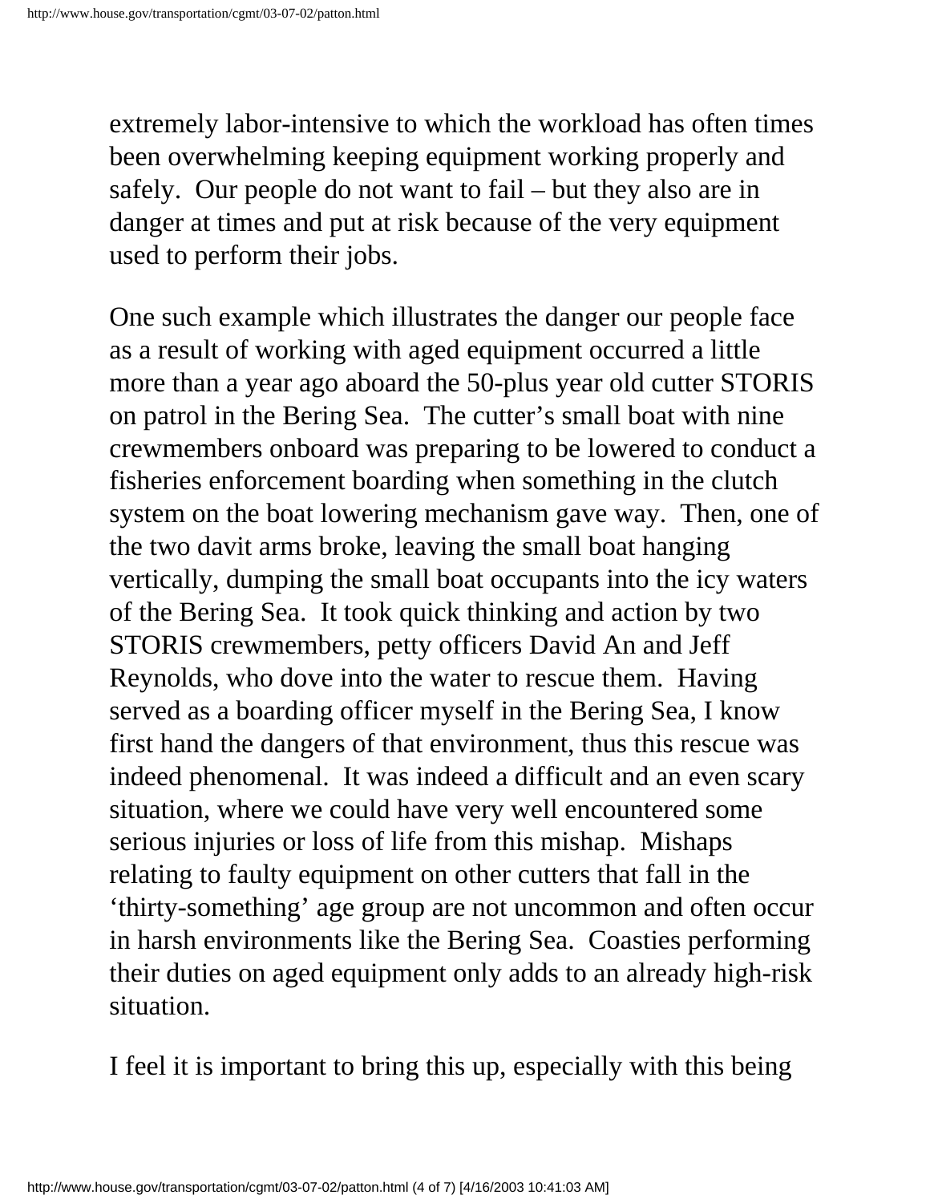extremely labor-intensive to which the workload has often times been overwhelming keeping equipment working properly and safely. Our people do not want to fail – but they also are in danger at times and put at risk because of the very equipment used to perform their jobs.

One such example which illustrates the danger our people face as a result of working with aged equipment occurred a little more than a year ago aboard the 50-plus year old cutter STORIS on patrol in the Bering Sea. The cutter's small boat with nine crewmembers onboard was preparing to be lowered to conduct a fisheries enforcement boarding when something in the clutch system on the boat lowering mechanism gave way. Then, one of the two davit arms broke, leaving the small boat hanging vertically, dumping the small boat occupants into the icy waters of the Bering Sea. It took quick thinking and action by two STORIS crewmembers, petty officers David An and Jeff Reynolds, who dove into the water to rescue them. Having served as a boarding officer myself in the Bering Sea, I know first hand the dangers of that environment, thus this rescue was indeed phenomenal. It was indeed a difficult and an even scary situation, where we could have very well encountered some serious injuries or loss of life from this mishap. Mishaps relating to faulty equipment on other cutters that fall in the 'thirty-something' age group are not uncommon and often occur in harsh environments like the Bering Sea. Coasties performing their duties on aged equipment only adds to an already high-risk situation.

I feel it is important to bring this up, especially with this being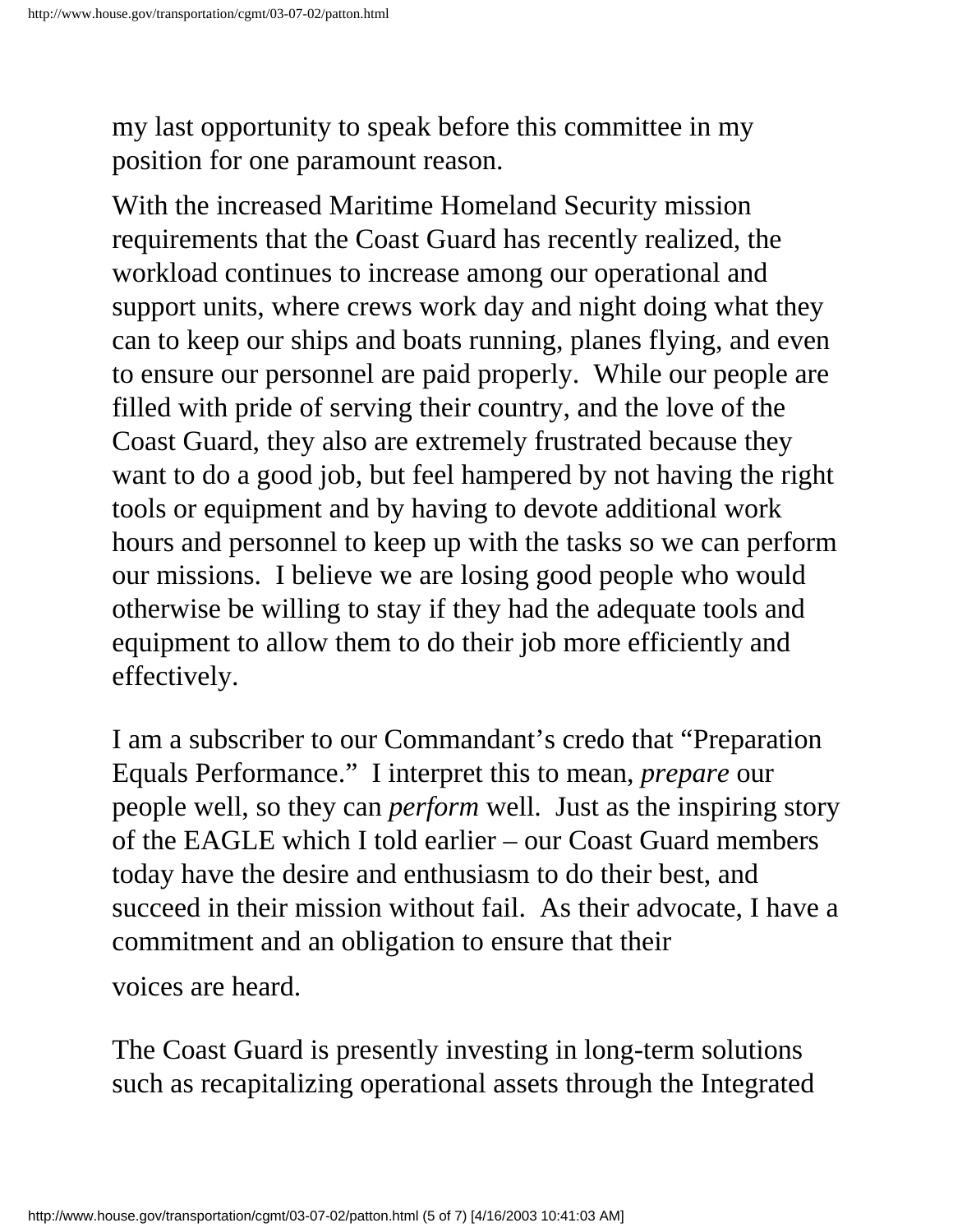my last opportunity to speak before this committee in my position for one paramount reason.

With the increased Maritime Homeland Security mission requirements that the Coast Guard has recently realized, the workload continues to increase among our operational and support units, where crews work day and night doing what they can to keep our ships and boats running, planes flying, and even to ensure our personnel are paid properly.  While our people are filled with pride of serving their country, and the love of the Coast Guard, they also are extremely frustrated because they want to do a good job, but feel hampered by not having the right tools or equipment and by having to devote additional work hours and personnel to keep up with the tasks so we can perform our missions.  I believe we are losing good people who would otherwise be willing to stay if they had the adequate tools and equipment to allow them to do their job more efficiently and effectively.

I am a subscriber to our Commandant's credo that "Preparation Equals Performance."  I interpret this to mean, *prepare* our people well, so they can *perform* well.  Just as the inspiring story of the EAGLE which I told earlier – our Coast Guard members today have the desire and enthusiasm to do their best, and succeed in their mission without fail.  As their advocate, I have a commitment and an obligation to ensure that their voices are heard.

The Coast Guard is presently investing in long-term solutions such as recapitalizing operational assets through the Integrated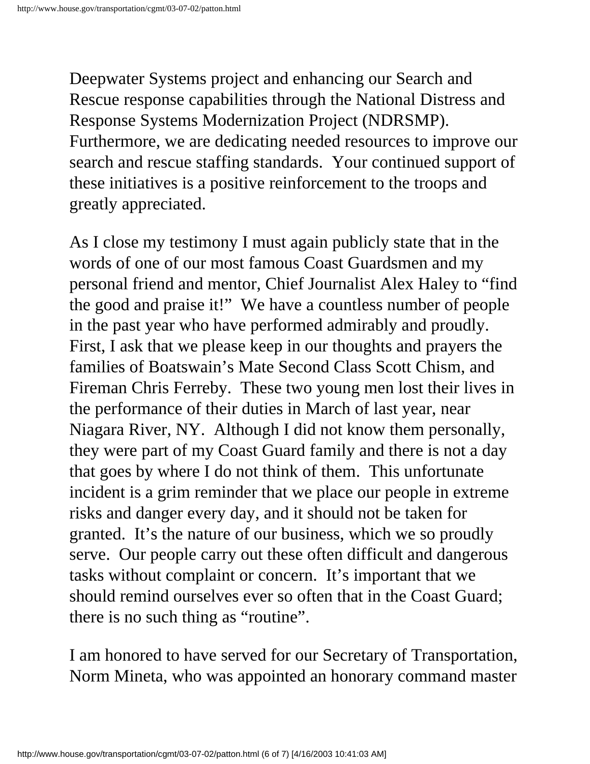Deepwater Systems project and enhancing our Search and Rescue response capabilities through the National Distress and Response Systems Modernization Project (NDRSMP). Furthermore, we are dedicating needed resources to improve our search and rescue staffing standards. Your continued support of these initiatives is a positive reinforcement to the troops and greatly appreciated.

As I close my testimony I must again publicly state that in the words of one of our most famous Coast Guardsmen and my personal friend and mentor, Chief Journalist Alex Haley to "find the good and praise it!" We have a countless number of people in the past year who have performed admirably and proudly. First, I ask that we please keep in our thoughts and prayers the families of Boatswain's Mate Second Class Scott Chism, and Fireman Chris Ferreby. These two young men lost their lives in the performance of their duties in March of last year, near Niagara River, NY. Although I did not know them personally, they were part of my Coast Guard family and there is not a day that goes by where I do not think of them. This unfortunate incident is a grim reminder that we place our people in extreme risks and danger every day, and it should not be taken for granted. It's the nature of our business, which we so proudly serve. Our people carry out these often difficult and dangerous tasks without complaint or concern. It's important that we should remind ourselves ever so often that in the Coast Guard; there is no such thing as "routine".

I am honored to have served for our Secretary of Transportation, Norm Mineta, who was appointed an honorary command master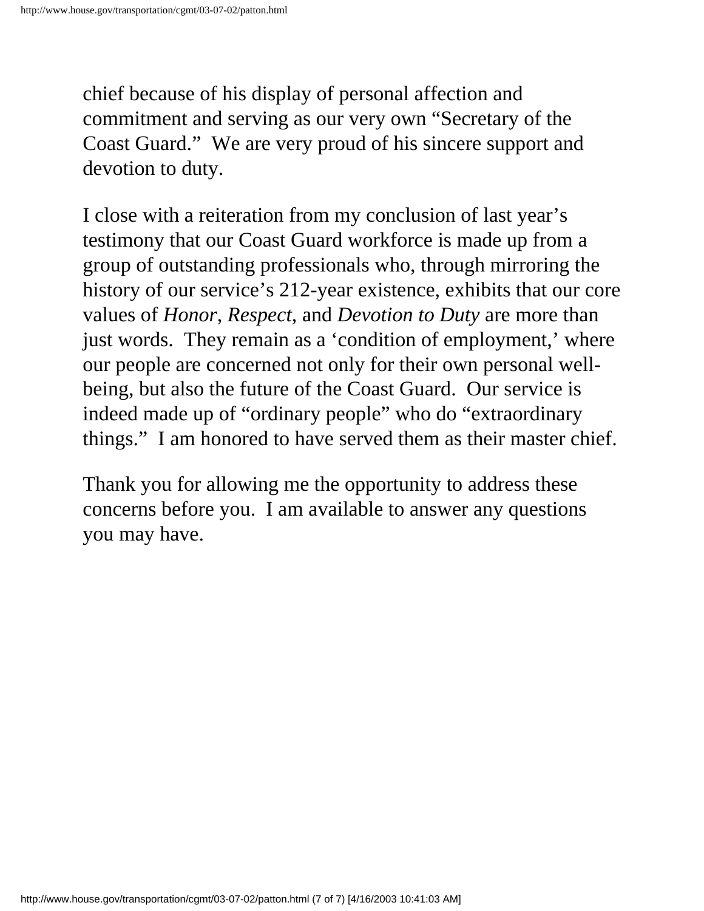chief because of his display of personal affection and commitment and serving as our very own "Secretary of the Coast Guard." We are very proud of his sincere support and devotion to duty.

I close with a reiteration from my conclusion of last year's testimony that our Coast Guard workforce is made up from a group of outstanding professionals who, through mirroring the history of our service's 212-year existence, exhibits that our core values of *Honor, Respect,* and *Devotion to Duty* are more than just words. They remain as a 'condition of employment,' where our people are concerned not only for their own personal well-being, but also the future of the Coast Guard. Our service is indeed made up of "ordinary people" who do "extraordinary things." I am honored to have served them as their master chief.

Thank you for allowing me the opportunity to address these concerns before you. I am available to answer any questions you may have.